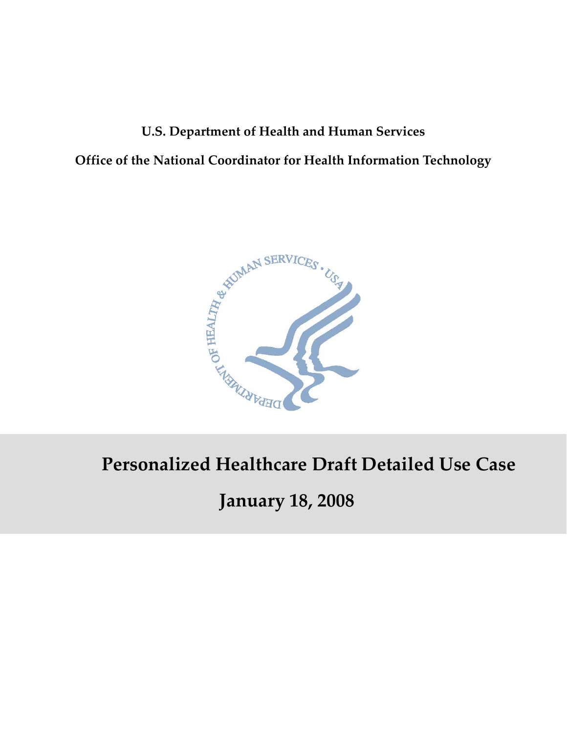**U.S. Department of Health and Human Services**

**Office of the National Coordinator for Health Information Technology**

# Personalized Healthcare Draft Detailed Use Case

## January 18, 2008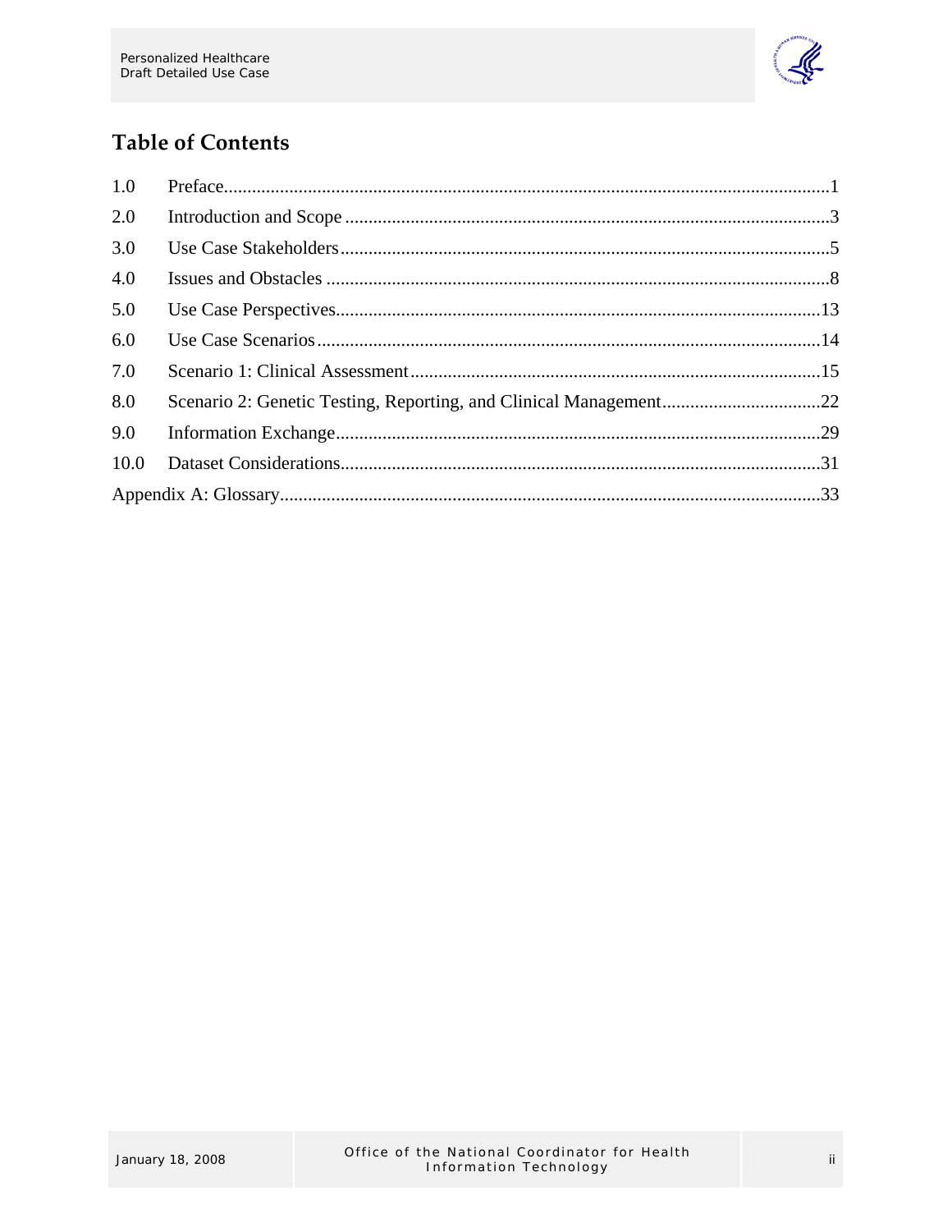# Table of Contents

| | | |
|---|---|---|
| 1.0 | Preface | 1 |
| 2.0 | Introduction and Scope | 3 |
| 3.0 | Use Case Stakeholders | 5 |
| 4.0 | Issues and Obstacles | 8 |
| 5.0 | Use Case Perspectives | 13 |
| 6.0 | Use Case Scenarios | 14 |
| 7.0 | Scenario 1: Clinical Assessment | 15 |
| 8.0 | Scenario 2: Genetic Testing, Reporting, and Clinical Management | 22 |
| 9.0 | Information Exchange | 29 |
| 10.0 | Dataset Considerations | 31 |
| Appendix A: Glossary | | 33 |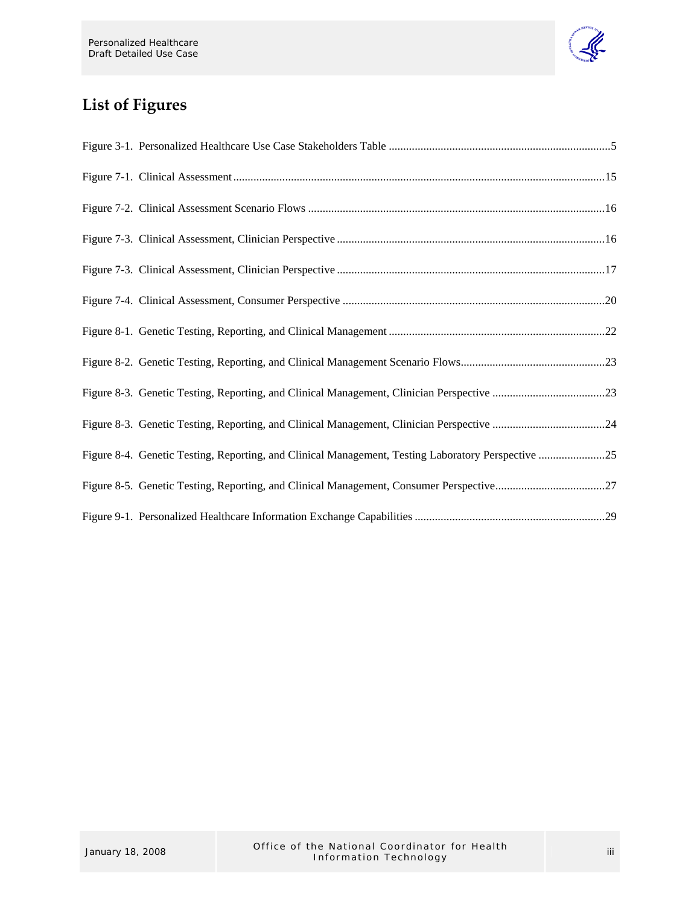# List of Figures

Figure 3-1. Personalized Healthcare Use Case Stakeholders Table ....................................................................................5

Figure 7-1. Clinical Assessment ....................................................................................................................................15

Figure 7-2. Clinical Assessment Scenario Flows ...........................................................................................................16

Figure 7-3. Clinical Assessment, Clinician Perspective ..................................................................................................16

Figure 7-3. Clinical Assessment, Clinician Perspective ..................................................................................................17

Figure 7-4. Clinical Assessment, Consumer Perspective ................................................................................................20

Figure 8-1. Genetic Testing, Reporting, and Clinical Management ................................................................................22

Figure 8-2. Genetic Testing, Reporting, and Clinical Management Scenario Flows.........................................................23

Figure 8-3. Genetic Testing, Reporting, and Clinical Management, Clinician Perspective ...............................................23

Figure 8-3. Genetic Testing, Reporting, and Clinical Management, Clinician Perspective ...............................................24

Figure 8-4. Genetic Testing, Reporting, and Clinical Management, Testing Laboratory Perspective ...............................25

Figure 8-5. Genetic Testing, Reporting, and Clinical Management, Consumer Perspective..............................................27

Figure 9-1. Personalized Healthcare Information Exchange Capabilities .........................................................................29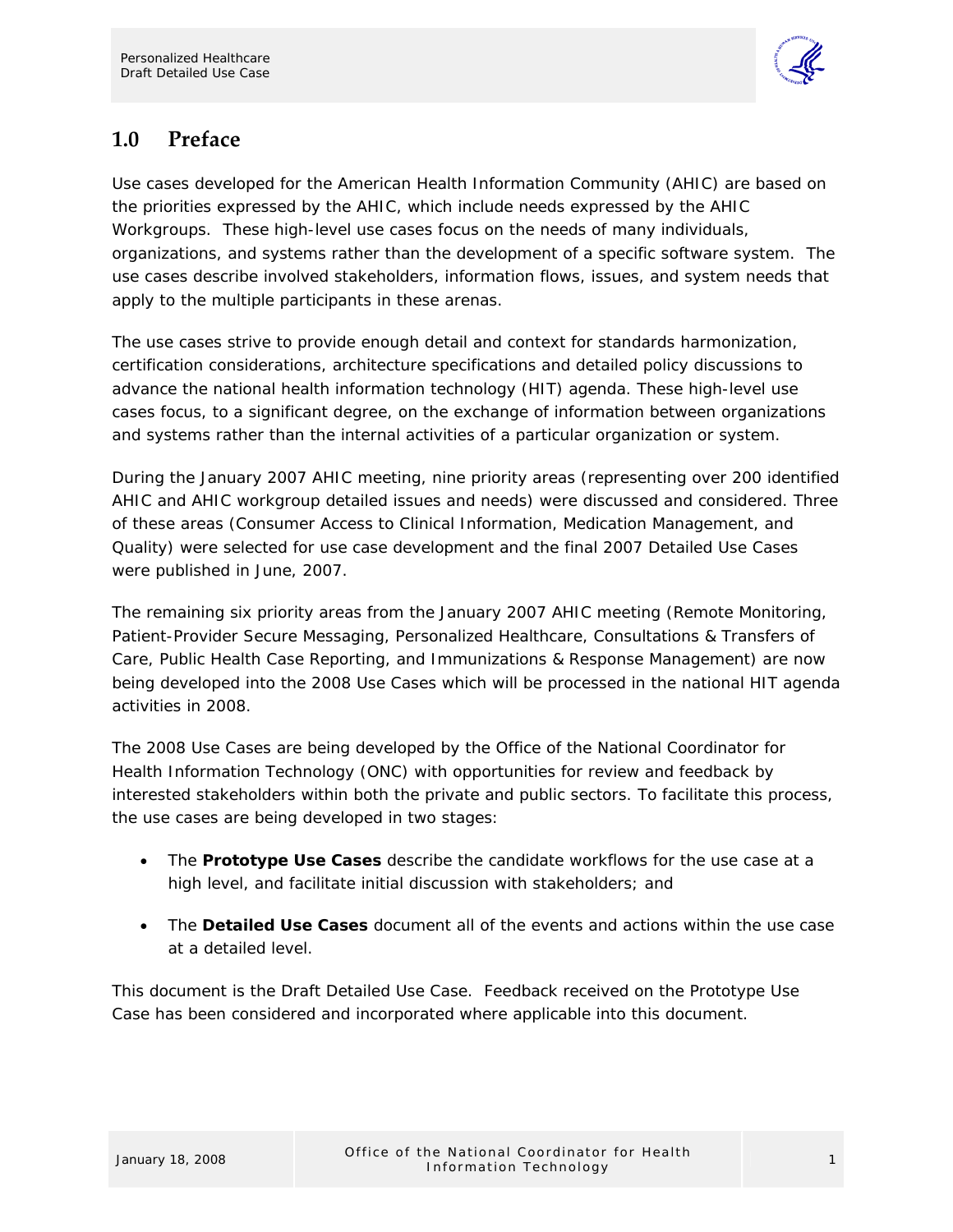# 1.0 Preface

Use cases developed for the American Health Information Community (AHIC) are based on the priorities expressed by the AHIC, which include needs expressed by the AHIC Workgroups. These high-level use cases focus on the needs of many individuals, organizations, and systems rather than the development of a specific software system. The use cases describe involved stakeholders, information flows, issues, and system needs that apply to the multiple participants in these arenas.

The use cases strive to provide enough detail and context for standards harmonization, certification considerations, architecture specifications and detailed policy discussions to advance the national health information technology (HIT) agenda. These high-level use cases focus, to a significant degree, on the exchange of information between organizations and systems rather than the internal activities of a particular organization or system.

During the January 2007 AHIC meeting, nine priority areas (representing over 200 identified AHIC and AHIC workgroup detailed issues and needs) were discussed and considered. Three of these areas (Consumer Access to Clinical Information, Medication Management, and Quality) were selected for use case development and the final 2007 Detailed Use Cases were published in June, 2007.

The remaining six priority areas from the January 2007 AHIC meeting (Remote Monitoring, Patient-Provider Secure Messaging, Personalized Healthcare, Consultations & Transfers of Care, Public Health Case Reporting, and Immunizations & Response Management) are now being developed into the 2008 Use Cases which will be processed in the national HIT agenda activities in 2008.

The 2008 Use Cases are being developed by the Office of the National Coordinator for Health Information Technology (ONC) with opportunities for review and feedback by interested stakeholders within both the private and public sectors. To facilitate this process, the use cases are being developed in two stages:

- The **Prototype Use Cases** describe the candidate workflows for the use case at a high level, and facilitate initial discussion with stakeholders; and
- The **Detailed Use Cases** document all of the events and actions within the use case at a detailed level.

This document is the Draft Detailed Use Case. Feedback received on the Prototype Use Case has been considered and incorporated where applicable into this document.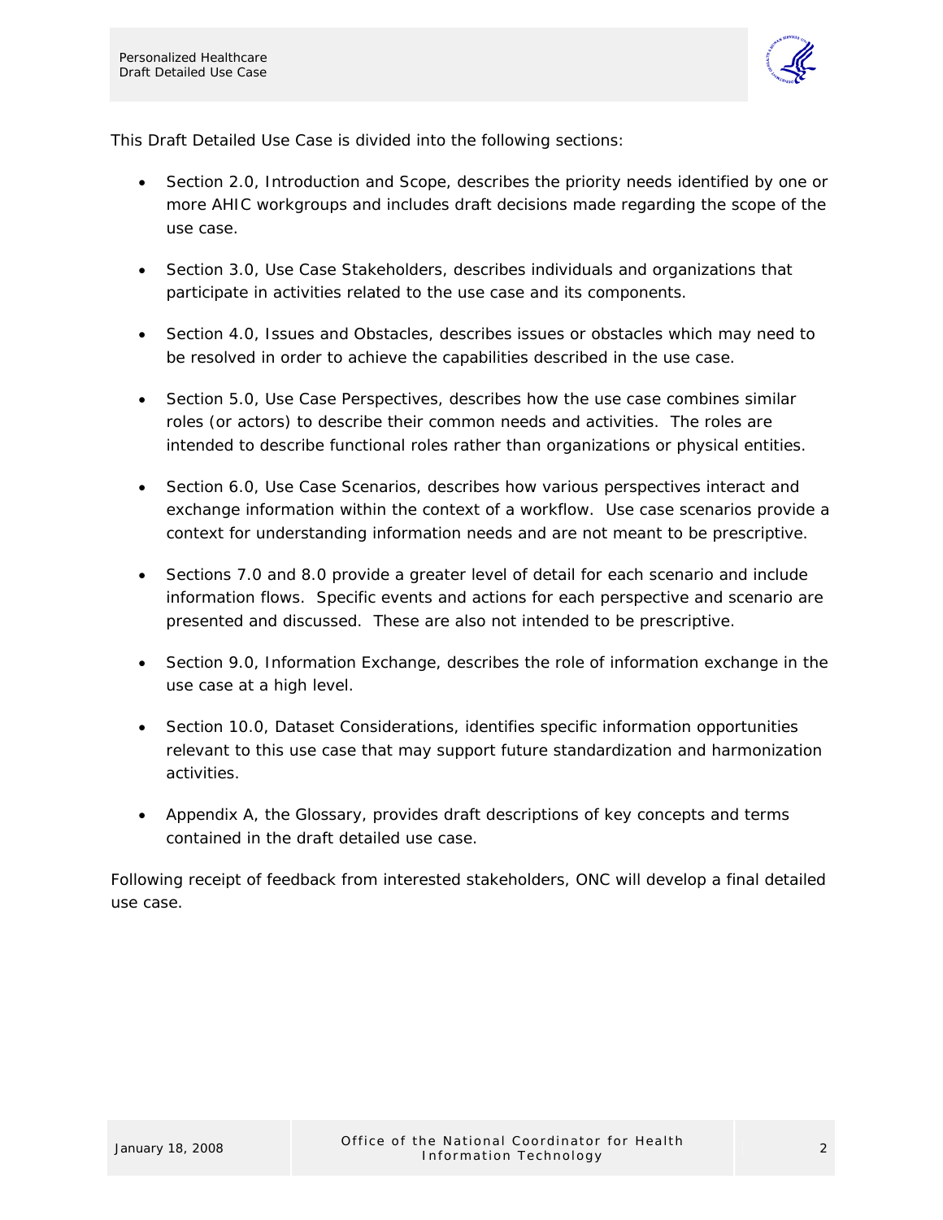This Draft Detailed Use Case is divided into the following sections:

- Section 2.0, Introduction and Scope, describes the priority needs identified by one or more AHIC workgroups and includes draft decisions made regarding the scope of the use case.

- Section 3.0, Use Case Stakeholders, describes individuals and organizations that participate in activities related to the use case and its components.

- Section 4.0, Issues and Obstacles, describes issues or obstacles which may need to be resolved in order to achieve the capabilities described in the use case.

- Section 5.0, Use Case Perspectives, describes how the use case combines similar roles (or actors) to describe their common needs and activities. The roles are intended to describe functional roles rather than organizations or physical entities.

- Section 6.0, Use Case Scenarios, describes how various perspectives interact and exchange information within the context of a workflow. Use case scenarios provide a context for understanding information needs and are not meant to be prescriptive.

- Sections 7.0 and 8.0 provide a greater level of detail for each scenario and include information flows. Specific events and actions for each perspective and scenario are presented and discussed. These are also not intended to be prescriptive.

- Section 9.0, Information Exchange, describes the role of information exchange in the use case at a high level.

- Section 10.0, Dataset Considerations, identifies specific information opportunities relevant to this use case that may support future standardization and harmonization activities.

- Appendix A, the Glossary, provides draft descriptions of key concepts and terms contained in the draft detailed use case.

Following receipt of feedback from interested stakeholders, ONC will develop a final detailed use case.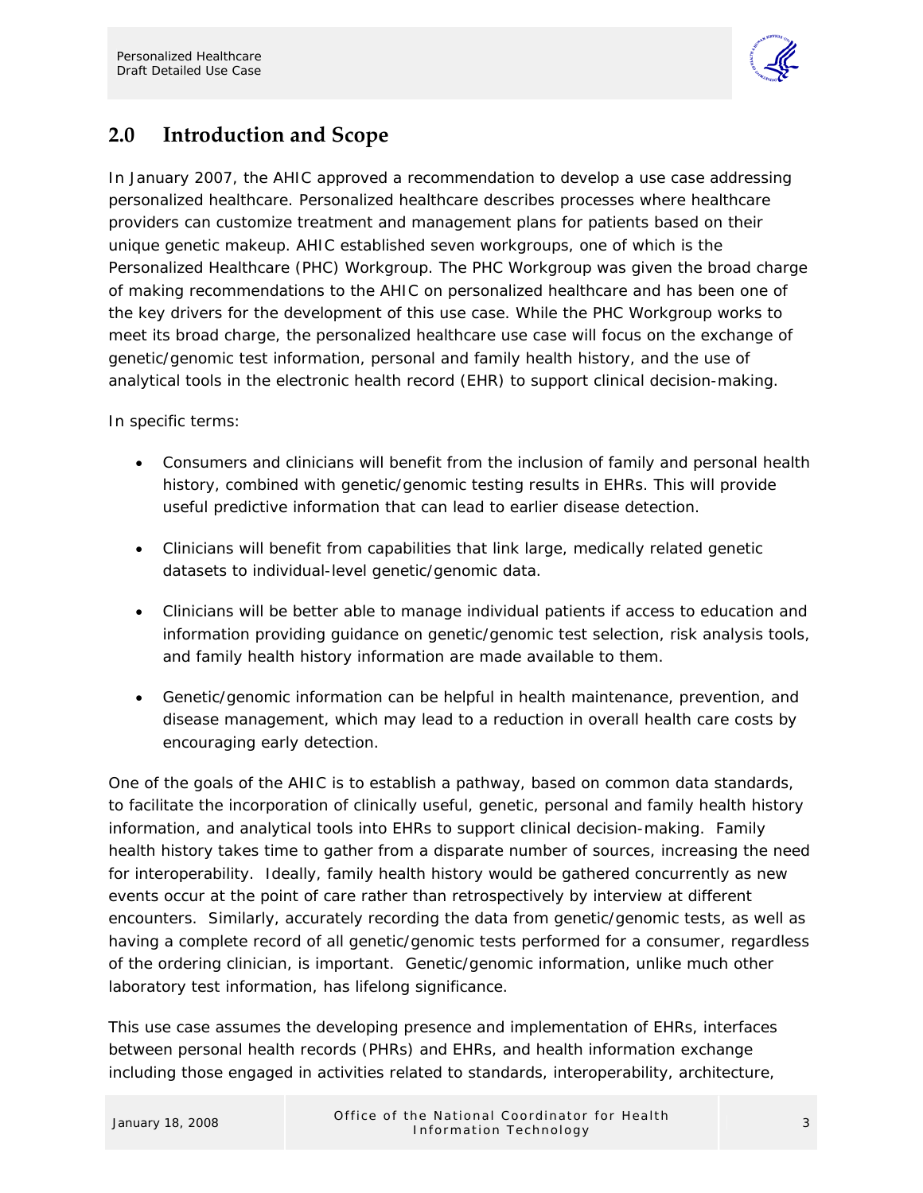## 2.0 Introduction and Scope

In January 2007, the AHIC approved a recommendation to develop a use case addressing personalized healthcare. Personalized healthcare describes processes where healthcare providers can customize treatment and management plans for patients based on their unique genetic makeup. AHIC established seven workgroups, one of which is the Personalized Healthcare (PHC) Workgroup. The PHC Workgroup was given the broad charge of making recommendations to the AHIC on personalized healthcare and has been one of the key drivers for the development of this use case. While the PHC Workgroup works to meet its broad charge, the personalized healthcare use case will focus on the exchange of genetic/genomic test information, personal and family health history, and the use of analytical tools in the electronic health record (EHR) to support clinical decision-making.

In specific terms:

- Consumers and clinicians will benefit from the inclusion of family and personal health history, combined with genetic/genomic testing results in EHRs. This will provide useful predictive information that can lead to earlier disease detection.
- Clinicians will benefit from capabilities that link large, medically related genetic datasets to individual-level genetic/genomic data.
- Clinicians will be better able to manage individual patients if access to education and information providing guidance on genetic/genomic test selection, risk analysis tools, and family health history information are made available to them.
- Genetic/genomic information can be helpful in health maintenance, prevention, and disease management, which may lead to a reduction in overall health care costs by encouraging early detection.

One of the goals of the AHIC is to establish a pathway, based on common data standards, to facilitate the incorporation of clinically useful, genetic, personal and family health history information, and analytical tools into EHRs to support clinical decision-making. Family health history takes time to gather from a disparate number of sources, increasing the need for interoperability. Ideally, family health history would be gathered concurrently as new events occur at the point of care rather than retrospectively by interview at different encounters. Similarly, accurately recording the data from genetic/genomic tests, as well as having a complete record of all genetic/genomic tests performed for a consumer, regardless of the ordering clinician, is important. Genetic/genomic information, unlike much other laboratory test information, has lifelong significance.

This use case assumes the developing presence and implementation of EHRs, interfaces between personal health records (PHRs) and EHRs, and health information exchange including those engaged in activities related to standards, interoperability, architecture,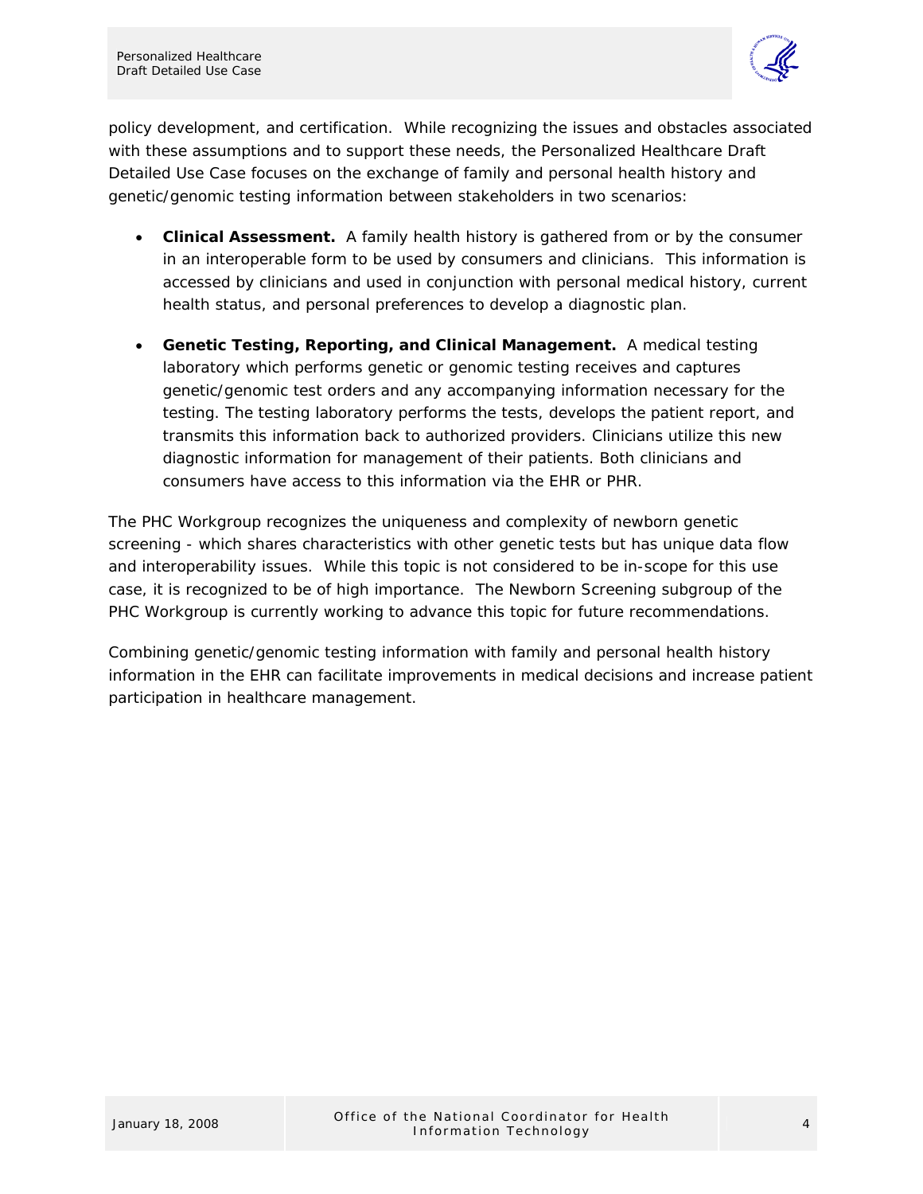policy development, and certification. While recognizing the issues and obstacles associated with these assumptions and to support these needs, the Personalized Healthcare Draft Detailed Use Case focuses on the exchange of family and personal health history and genetic/genomic testing information between stakeholders in two scenarios:

- **Clinical Assessment.** A family health history is gathered from or by the consumer in an interoperable form to be used by consumers and clinicians. This information is accessed by clinicians and used in conjunction with personal medical history, current health status, and personal preferences to develop a diagnostic plan.
- **Genetic Testing, Reporting, and Clinical Management.** A medical testing laboratory which performs genetic or genomic testing receives and captures genetic/genomic test orders and any accompanying information necessary for the testing. The testing laboratory performs the tests, develops the patient report, and transmits this information back to authorized providers. Clinicians utilize this new diagnostic information for management of their patients. Both clinicians and consumers have access to this information via the EHR or PHR.

The PHC Workgroup recognizes the uniqueness and complexity of newborn genetic screening - which shares characteristics with other genetic tests but has unique data flow and interoperability issues. While this topic is not considered to be in-scope for this use case, it is recognized to be of high importance. The Newborn Screening subgroup of the PHC Workgroup is currently working to advance this topic for future recommendations.

Combining genetic/genomic testing information with family and personal health history information in the EHR can facilitate improvements in medical decisions and increase patient participation in healthcare management.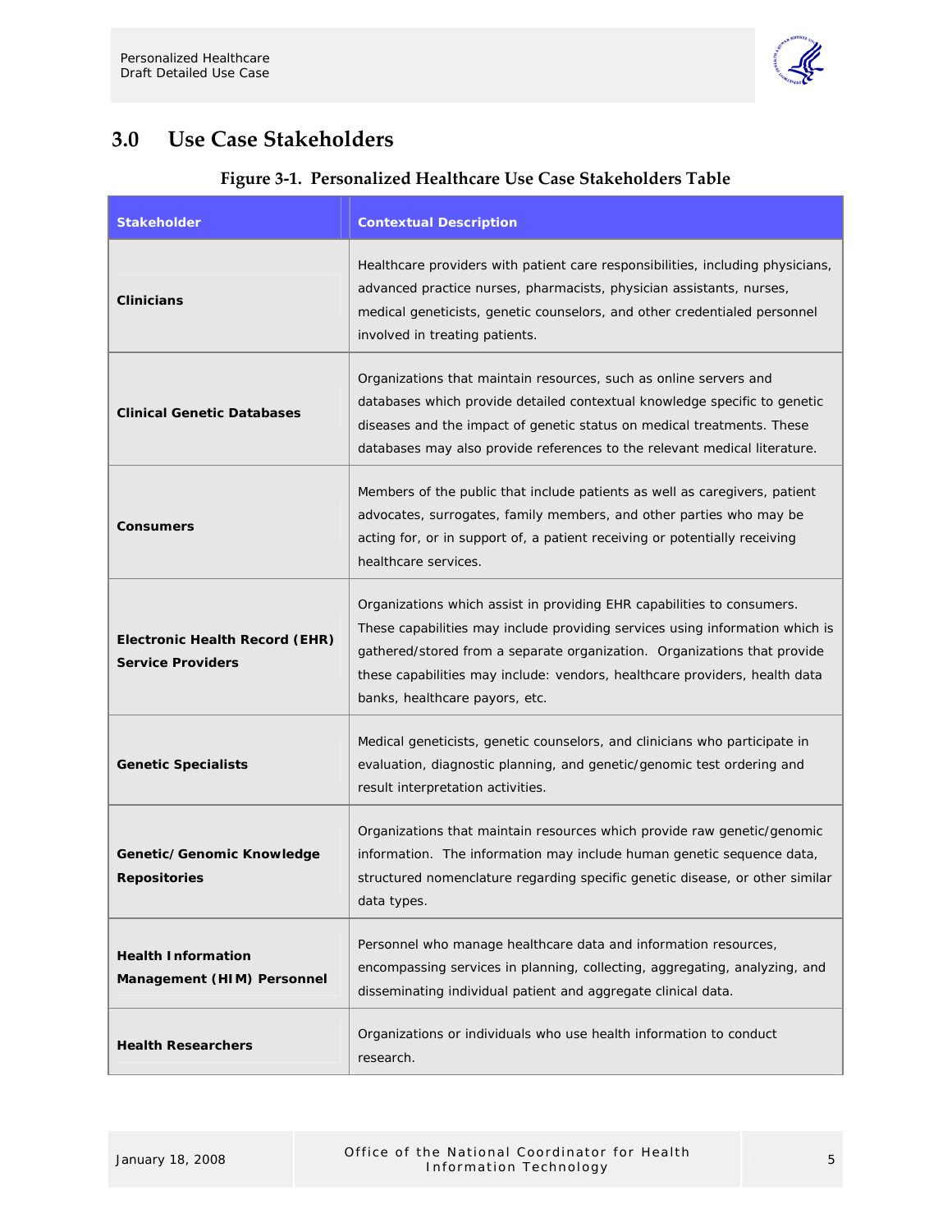## 3.0 Use Case Stakeholders

**Figure 3-1. Personalized Healthcare Use Case Stakeholders Table**

| Stakeholder | Contextual Description |
|---|---|
| **Clinicians** | Healthcare providers with patient care responsibilities, including physicians, advanced practice nurses, pharmacists, physician assistants, nurses, medical geneticists, genetic counselors, and other credentialed personnel involved in treating patients. |
| **Clinical Genetic Databases** | Organizations that maintain resources, such as online servers and databases which provide detailed contextual knowledge specific to genetic diseases and the impact of genetic status on medical treatments. These databases may also provide references to the relevant medical literature. |
| **Consumers** | Members of the public that include patients as well as caregivers, patient advocates, surrogates, family members, and other parties who may be acting for, or in support of, a patient receiving or potentially receiving healthcare services. |
| **Electronic Health Record (EHR) Service Providers** | Organizations which assist in providing EHR capabilities to consumers. These capabilities may include providing services using information which is gathered/stored from a separate organization. Organizations that provide these capabilities may include: vendors, healthcare providers, health data banks, healthcare payors, etc. |
| **Genetic Specialists** | Medical geneticists, genetic counselors, and clinicians who participate in evaluation, diagnostic planning, and genetic/genomic test ordering and result interpretation activities. |
| **Genetic/Genomic Knowledge Repositories** | Organizations that maintain resources which provide raw genetic/genomic information. The information may include human genetic sequence data, structured nomenclature regarding specific genetic disease, or other similar data types. |
| **Health Information Management (HIM) Personnel** | Personnel who manage healthcare data and information resources, encompassing services in planning, collecting, aggregating, analyzing, and disseminating individual patient and aggregate clinical data. |
| **Health Researchers** | Organizations or individuals who use health information to conduct research. |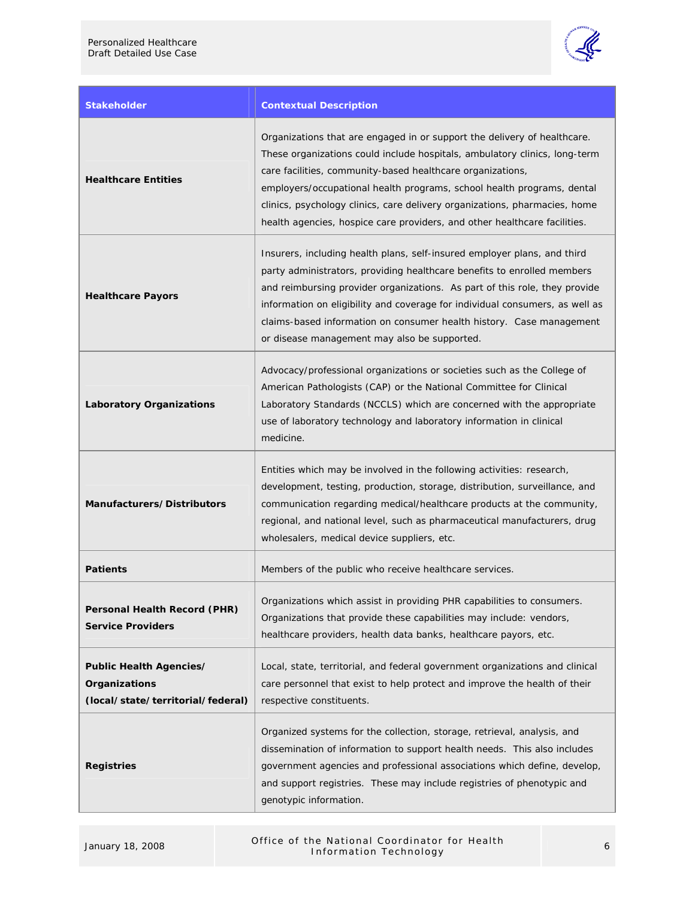| Stakeholder | Contextual Description |
| --- | --- |
| **Healthcare Entities** | Organizations that are engaged in or support the delivery of healthcare. These organizations could include hospitals, ambulatory clinics, long-term care facilities, community-based healthcare organizations, employers/occupational health programs, school health programs, dental clinics, psychology clinics, care delivery organizations, pharmacies, home health agencies, hospice care providers, and other healthcare facilities. |
| **Healthcare Payors** | Insurers, including health plans, self-insured employer plans, and third party administrators, providing healthcare benefits to enrolled members and reimbursing provider organizations. As part of this role, they provide information on eligibility and coverage for individual consumers, as well as claims-based information on consumer health history. Case management or disease management may also be supported. |
| **Laboratory Organizations** | Advocacy/professional organizations or societies such as the College of American Pathologists (CAP) or the National Committee for Clinical Laboratory Standards (NCCLS) which are concerned with the appropriate use of laboratory technology and laboratory information in clinical medicine. |
| **Manufacturers/Distributors** | Entities which may be involved in the following activities: research, development, testing, production, storage, distribution, surveillance, and communication regarding medical/healthcare products at the community, regional, and national level, such as pharmaceutical manufacturers, drug wholesalers, medical device suppliers, etc. |
| **Patients** | Members of the public who receive healthcare services. |
| **Personal Health Record (PHR) Service Providers** | Organizations which assist in providing PHR capabilities to consumers. Organizations that provide these capabilities may include: vendors, healthcare providers, health data banks, healthcare payors, etc. |
| **Public Health Agencies/ Organizations (local/state/territorial/federal)** | Local, state, territorial, and federal government organizations and clinical care personnel that exist to help protect and improve the health of their respective constituents. |
| **Registries** | Organized systems for the collection, storage, retrieval, analysis, and dissemination of information to support health needs. This also includes government agencies and professional associations which define, develop, and support registries. These may include registries of phenotypic and genotypic information. |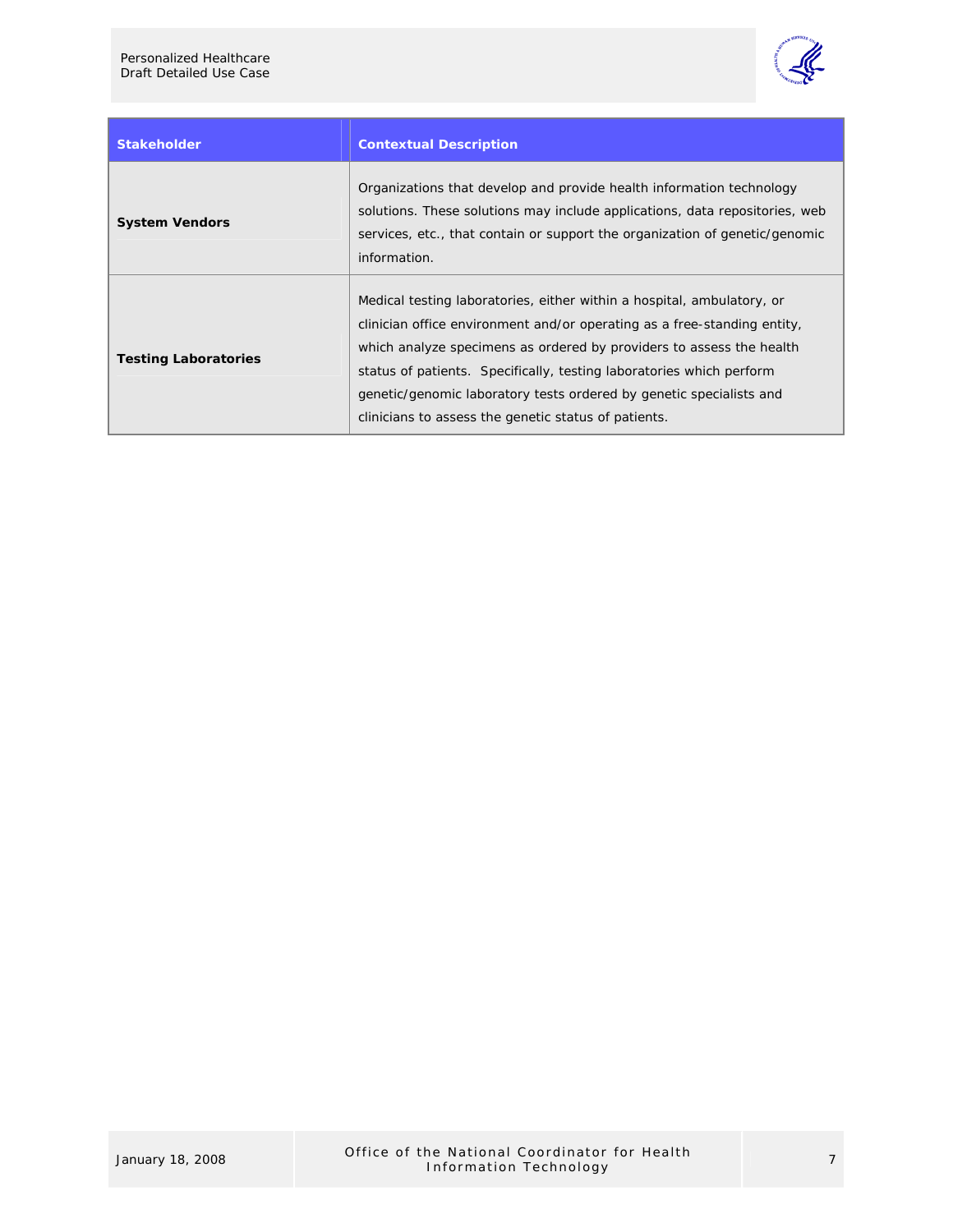| Stakeholder | Contextual Description |
| --- | --- |
| **System Vendors** | Organizations that develop and provide health information technology solutions. These solutions may include applications, data repositories, web services, etc., that contain or support the organization of genetic/genomic information. |
| **Testing Laboratories** | Medical testing laboratories, either within a hospital, ambulatory, or clinician office environment and/or operating as a free-standing entity, which analyze specimens as ordered by providers to assess the health status of patients. Specifically, testing laboratories which perform genetic/genomic laboratory tests ordered by genetic specialists and clinicians to assess the genetic status of patients. |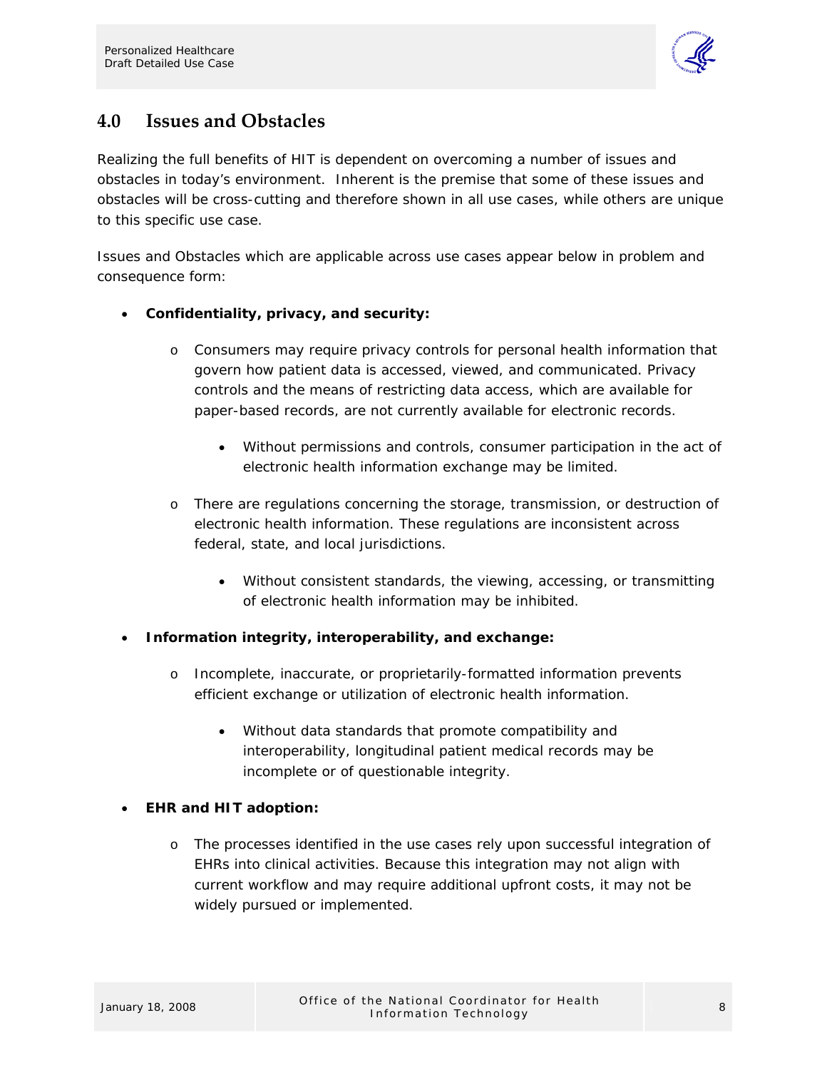## 4.0 Issues and Obstacles

Realizing the full benefits of HIT is dependent on overcoming a number of issues and obstacles in today's environment. Inherent is the premise that some of these issues and obstacles will be cross-cutting and therefore shown in all use cases, while others are unique to this specific use case.

Issues and Obstacles which are applicable across use cases appear below in problem and consequence form:

- **Confidentiality, privacy, and security:**
  - Consumers may require privacy controls for personal health information that govern how patient data is accessed, viewed, and communicated. Privacy controls and the means of restricting data access, which are available for paper-based records, are not currently available for electronic records.
    - Without permissions and controls, consumer participation in the act of electronic health information exchange may be limited.
  - There are regulations concerning the storage, transmission, or destruction of electronic health information. These regulations are inconsistent across federal, state, and local jurisdictions.
    - Without consistent standards, the viewing, accessing, or transmitting of electronic health information may be inhibited.
- **Information integrity, interoperability, and exchange:**
  - Incomplete, inaccurate, or proprietarily-formatted information prevents efficient exchange or utilization of electronic health information.
    - Without data standards that promote compatibility and interoperability, longitudinal patient medical records may be incomplete or of questionable integrity.
- **EHR and HIT adoption:**
  - The processes identified in the use cases rely upon successful integration of EHRs into clinical activities. Because this integration may not align with current workflow and may require additional upfront costs, it may not be widely pursued or implemented.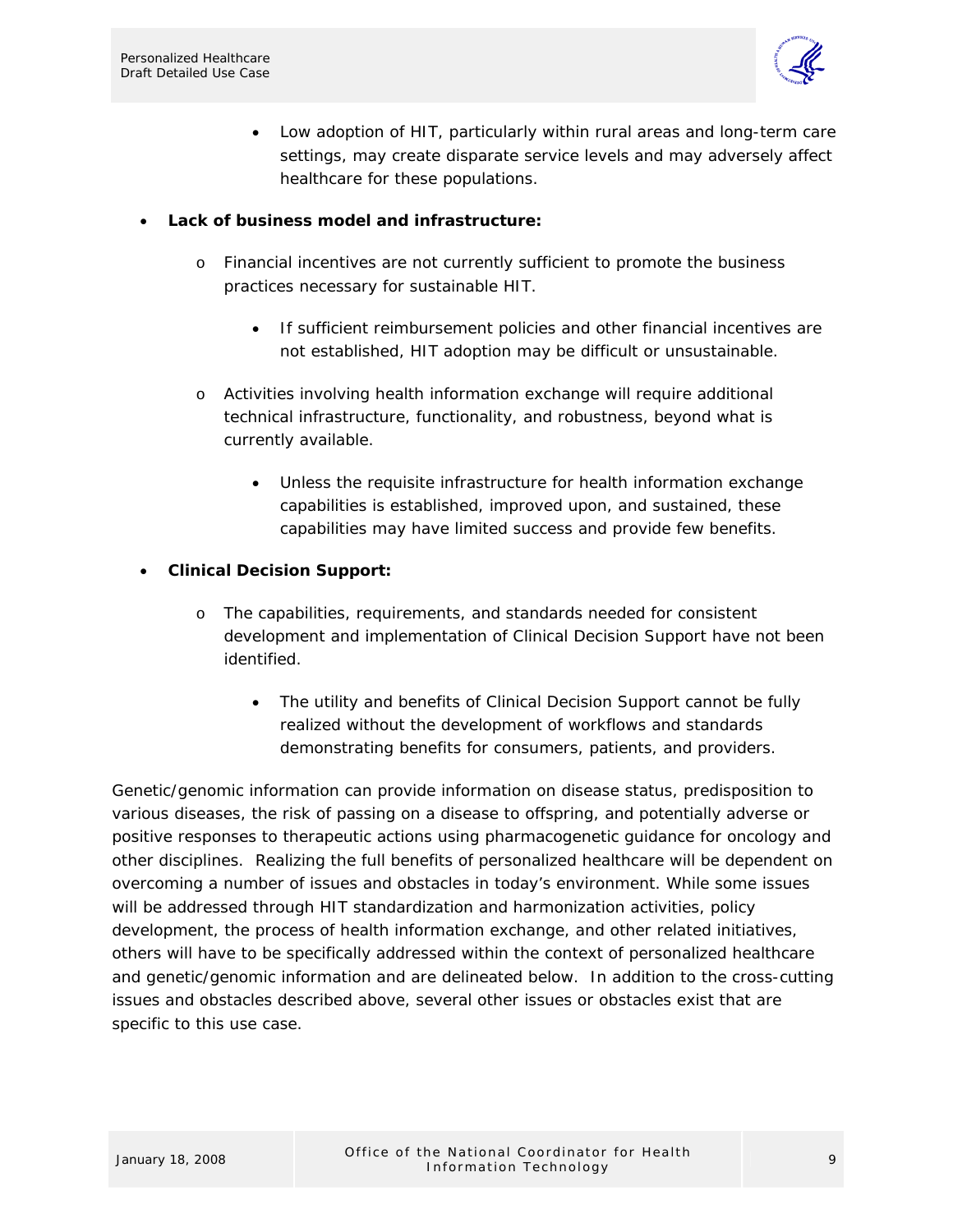- Low adoption of HIT, particularly within rural areas and long-term care settings, may create disparate service levels and may adversely affect healthcare for these populations.

- **Lack of business model and infrastructure:**
  - Financial incentives are not currently sufficient to promote the business practices necessary for sustainable HIT.
    - If sufficient reimbursement policies and other financial incentives are not established, HIT adoption may be difficult or unsustainable.
  - Activities involving health information exchange will require additional technical infrastructure, functionality, and robustness, beyond what is currently available.
    - Unless the requisite infrastructure for health information exchange capabilities is established, improved upon, and sustained, these capabilities may have limited success and provide few benefits.
- **Clinical Decision Support:**
  - The capabilities, requirements, and standards needed for consistent development and implementation of Clinical Decision Support have not been identified.
    - The utility and benefits of Clinical Decision Support cannot be fully realized without the development of workflows and standards demonstrating benefits for consumers, patients, and providers.

Genetic/genomic information can provide information on disease status, predisposition to various diseases, the risk of passing on a disease to offspring, and potentially adverse or positive responses to therapeutic actions using pharmacogenetic guidance for oncology and other disciplines. Realizing the full benefits of personalized healthcare will be dependent on overcoming a number of issues and obstacles in today's environment. While some issues will be addressed through HIT standardization and harmonization activities, policy development, the process of health information exchange, and other related initiatives, others will have to be specifically addressed within the context of personalized healthcare and genetic/genomic information and are delineated below. In addition to the cross-cutting issues and obstacles described above, several other issues or obstacles exist that are specific to this use case.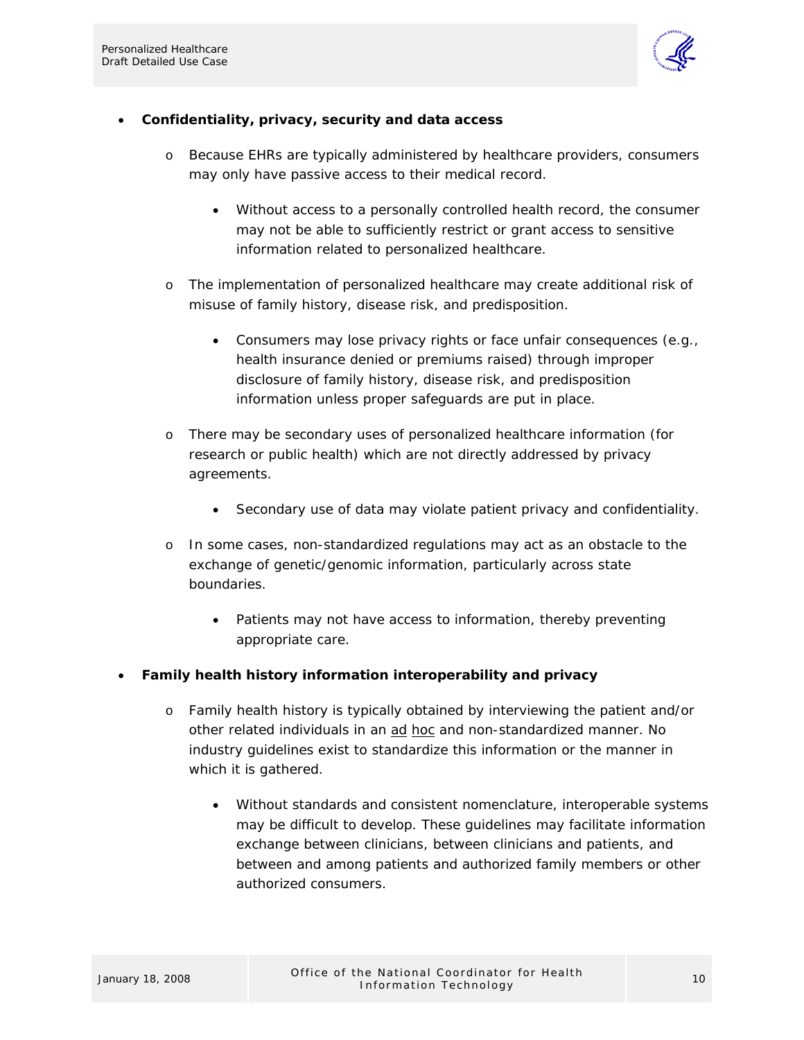- **Confidentiality, privacy, security and data access**
  - Because EHRs are typically administered by healthcare providers, consumers may only have passive access to their medical record.
    - Without access to a personally controlled health record, the consumer may not be able to sufficiently restrict or grant access to sensitive information related to personalized healthcare.
  - The implementation of personalized healthcare may create additional risk of misuse of family history, disease risk, and predisposition.
    - Consumers may lose privacy rights or face unfair consequences (e.g., health insurance denied or premiums raised) through improper disclosure of family history, disease risk, and predisposition information unless proper safeguards are put in place.
  - There may be secondary uses of personalized healthcare information (for research or public health) which are not directly addressed by privacy agreements.
    - Secondary use of data may violate patient privacy and confidentiality.
  - In some cases, non-standardized regulations may act as an obstacle to the exchange of genetic/genomic information, particularly across state boundaries.
    - Patients may not have access to information, thereby preventing appropriate care.
- **Family health history information interoperability and privacy**
  - Family health history is typically obtained by interviewing the patient and/or other related individuals in an ad hoc and non-standardized manner. No industry guidelines exist to standardize this information or the manner in which it is gathered.
    - Without standards and consistent nomenclature, interoperable systems may be difficult to develop. These guidelines may facilitate information exchange between clinicians, between clinicians and patients, and between and among patients and authorized family members or other authorized consumers.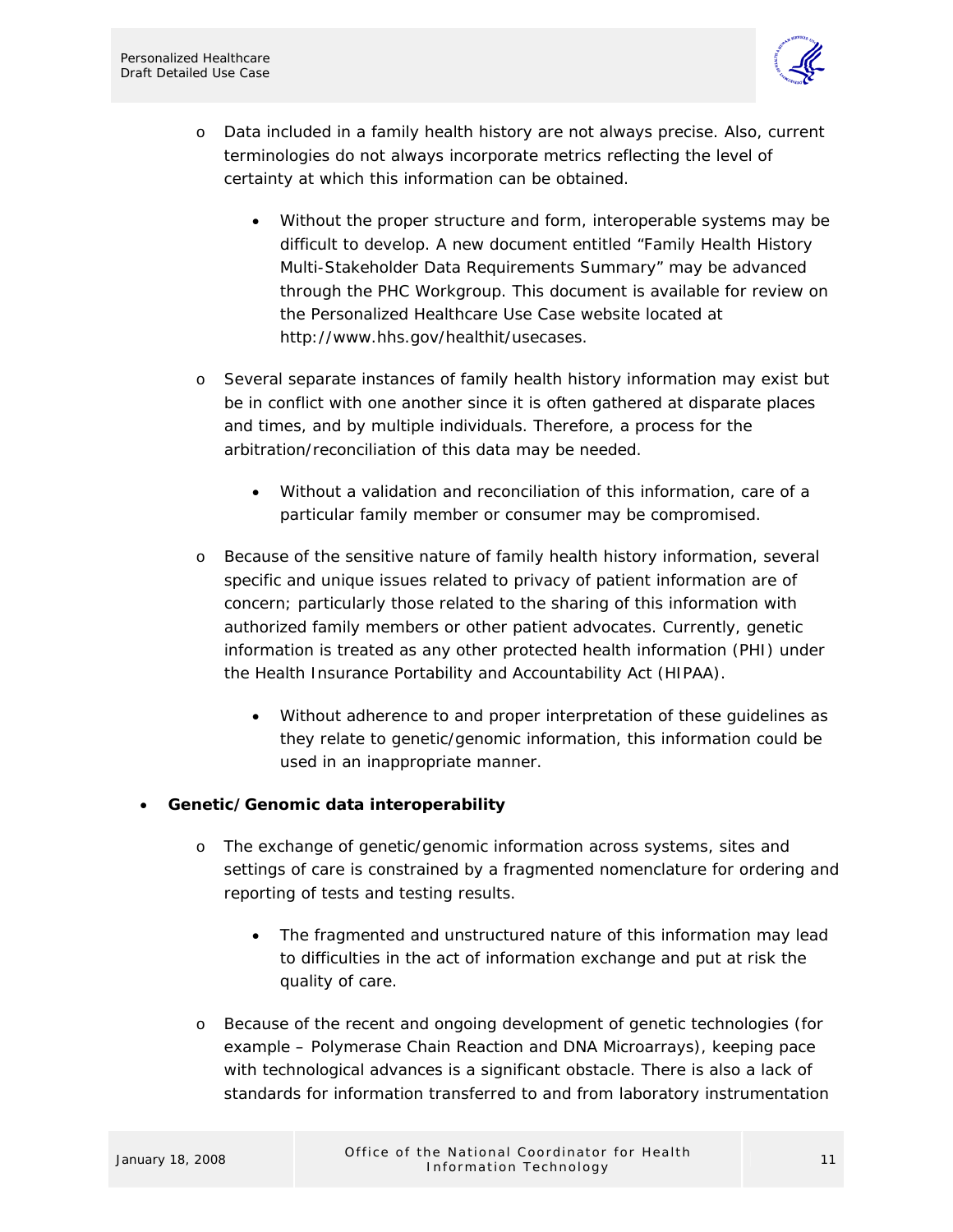- Data included in a family health history are not always precise. Also, current terminologies do not always incorporate metrics reflecting the level of certainty at which this information can be obtained.
    - Without the proper structure and form, interoperable systems may be difficult to develop. A new document entitled "Family Health History Multi-Stakeholder Data Requirements Summary" may be advanced through the PHC Workgroup. This document is available for review on the Personalized Healthcare Use Case website located at http://www.hhs.gov/healthit/usecases.
  - Several separate instances of family health history information may exist but be in conflict with one another since it is often gathered at disparate places and times, and by multiple individuals. Therefore, a process for the arbitration/reconciliation of this data may be needed.
    - Without a validation and reconciliation of this information, care of a particular family member or consumer may be compromised.
  - Because of the sensitive nature of family health history information, several specific and unique issues related to privacy of patient information are of concern; particularly those related to the sharing of this information with authorized family members or other patient advocates. Currently, genetic information is treated as any other protected health information (PHI) under the Health Insurance Portability and Accountability Act (HIPAA).
    - Without adherence to and proper interpretation of these guidelines as they relate to genetic/genomic information, this information could be used in an inappropriate manner.

- **Genetic/Genomic data interoperability**
  - The exchange of genetic/genomic information across systems, sites and settings of care is constrained by a fragmented nomenclature for ordering and reporting of tests and testing results.
    - The fragmented and unstructured nature of this information may lead to difficulties in the act of information exchange and put at risk the quality of care.
  - Because of the recent and ongoing development of genetic technologies (for example – Polymerase Chain Reaction and DNA Microarrays), keeping pace with technological advances is a significant obstacle. There is also a lack of standards for information transferred to and from laboratory instrumentation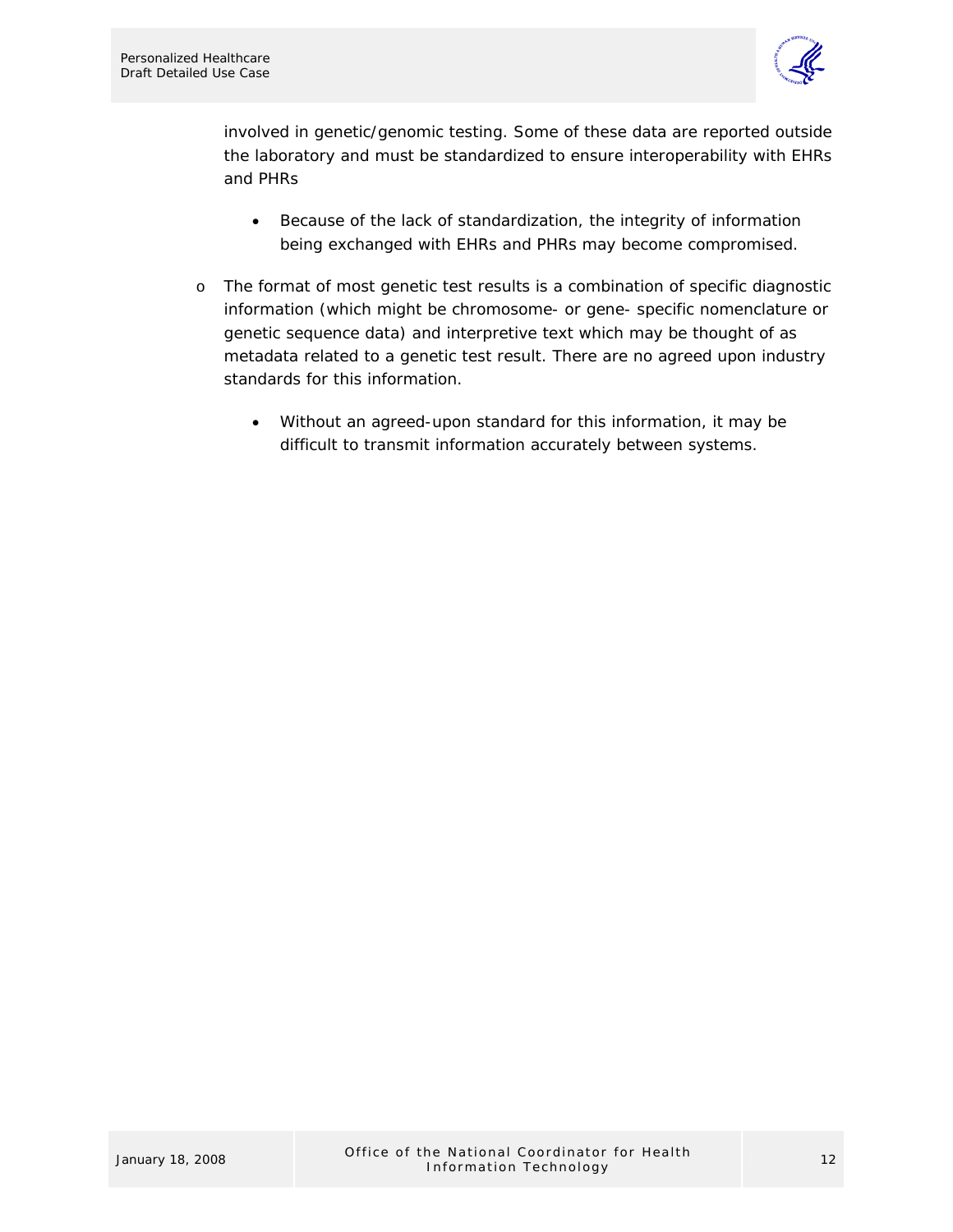involved in genetic/genomic testing. Some of these data are reported outside the laboratory and must be standardized to ensure interoperability with EHRs and PHRs

  - Because of the lack of standardization, the integrity of information being exchanged with EHRs and PHRs may become compromised.

- The format of most genetic test results is a combination of specific diagnostic information (which might be chromosome- or gene- specific nomenclature or genetic sequence data) and interpretive text which may be thought of as metadata related to a genetic test result. There are no agreed upon industry standards for this information.

  - Without an agreed-upon standard for this information, it may be difficult to transmit information accurately between systems.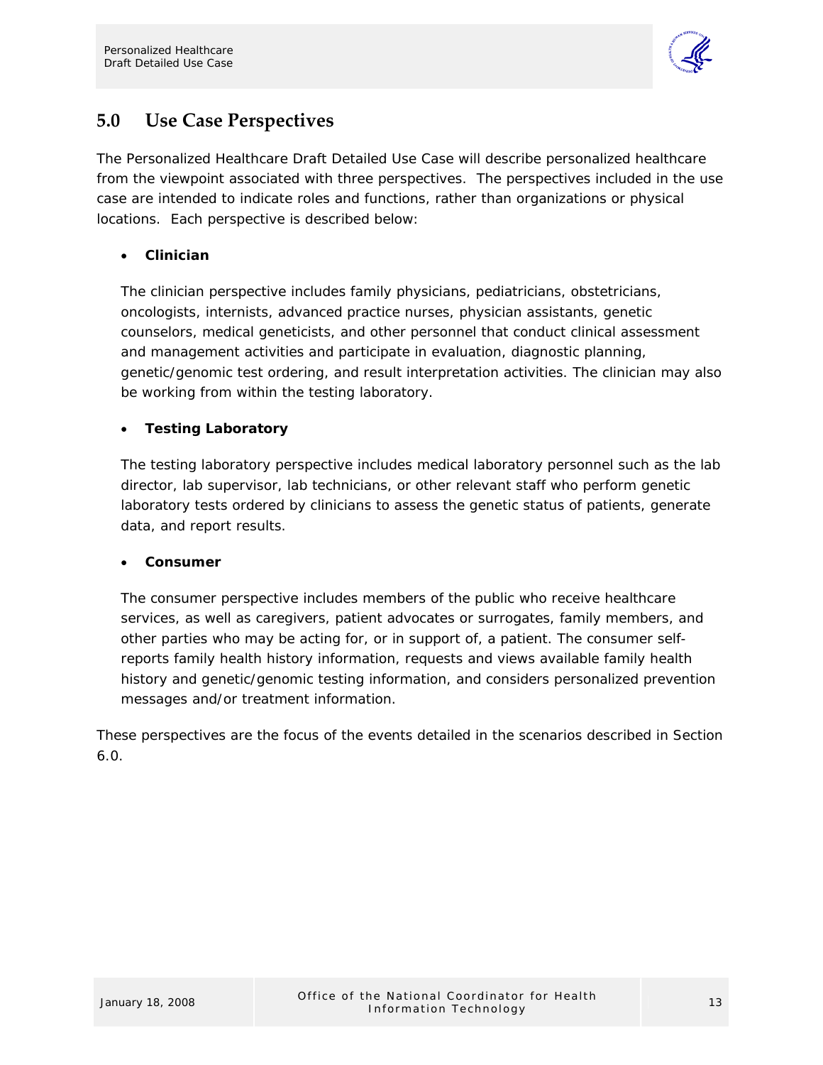## 5.0 Use Case Perspectives

The Personalized Healthcare Draft Detailed Use Case will describe personalized healthcare from the viewpoint associated with three perspectives. The perspectives included in the use case are intended to indicate roles and functions, rather than organizations or physical locations. Each perspective is described below:

- **Clinician**

  The clinician perspective includes family physicians, pediatricians, obstetricians, oncologists, internists, advanced practice nurses, physician assistants, genetic counselors, medical geneticists, and other personnel that conduct clinical assessment and management activities and participate in evaluation, diagnostic planning, genetic/genomic test ordering, and result interpretation activities. The clinician may also be working from within the testing laboratory.

- **Testing Laboratory**

  The testing laboratory perspective includes medical laboratory personnel such as the lab director, lab supervisor, lab technicians, or other relevant staff who perform genetic laboratory tests ordered by clinicians to assess the genetic status of patients, generate data, and report results.

- **Consumer**

  The consumer perspective includes members of the public who receive healthcare services, as well as caregivers, patient advocates or surrogates, family members, and other parties who may be acting for, or in support of, a patient. The consumer self-reports family health history information, requests and views available family health history and genetic/genomic testing information, and considers personalized prevention messages and/or treatment information.

These perspectives are the focus of the events detailed in the scenarios described in Section 6.0.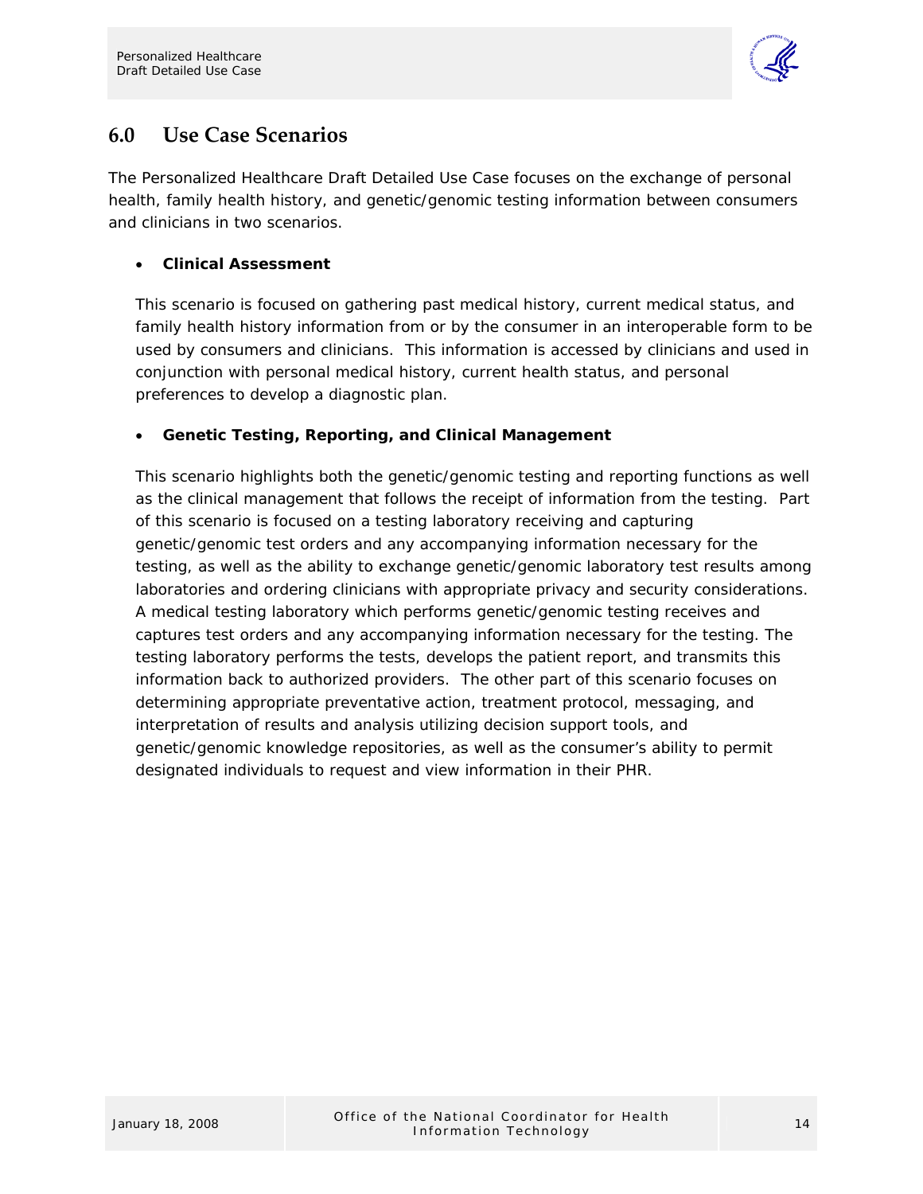## 6.0 Use Case Scenarios

The Personalized Healthcare Draft Detailed Use Case focuses on the exchange of personal health, family health history, and genetic/genomic testing information between consumers and clinicians in two scenarios.

- **Clinical Assessment**

  This scenario is focused on gathering past medical history, current medical status, and family health history information from or by the consumer in an interoperable form to be used by consumers and clinicians. This information is accessed by clinicians and used in conjunction with personal medical history, current health status, and personal preferences to develop a diagnostic plan.

- **Genetic Testing, Reporting, and Clinical Management**

  This scenario highlights both the genetic/genomic testing and reporting functions as well as the clinical management that follows the receipt of information from the testing. Part of this scenario is focused on a testing laboratory receiving and capturing genetic/genomic test orders and any accompanying information necessary for the testing, as well as the ability to exchange genetic/genomic laboratory test results among laboratories and ordering clinicians with appropriate privacy and security considerations. A medical testing laboratory which performs genetic/genomic testing receives and captures test orders and any accompanying information necessary for the testing. The testing laboratory performs the tests, develops the patient report, and transmits this information back to authorized providers. The other part of this scenario focuses on determining appropriate preventative action, treatment protocol, messaging, and interpretation of results and analysis utilizing decision support tools, and genetic/genomic knowledge repositories, as well as the consumer's ability to permit designated individuals to request and view information in their PHR.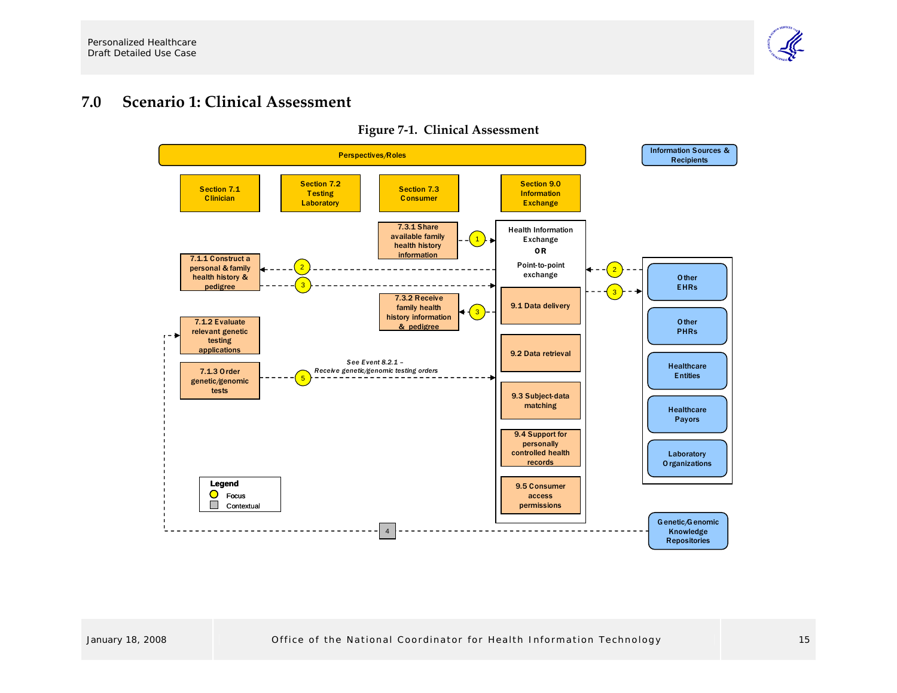# 7.0 Scenario 1: Clinical Assessment

**Figure 7-1. Clinical Assessment**

Perspectives/Roles

Section 7.1 Clinician

Section 7.2 Testing Laboratory

Section 7.3 Consumer

Section 9.0 Information Exchange

Information Sources & Recipients

7.3.1 Share available family health history information

Health Information Exchange OR Point-to-point exchange

7.1.1 Construct a personal & family health history & pedigree

7.3.2 Receive family health history information & pedigree

9.1 Data delivery

7.1.2 Evaluate relevant genetic testing applications

9.2 Data retrieval

7.1.3 Order genetic/genomic tests

See Event 8.2.1 – Receive genetic/genomic testing orders

9.3 Subject-data matching

9.4 Support for personally controlled health records

9.5 Consumer access permissions

Other EHRs

Other PHRs

Healthcare Entities

Healthcare Payors

Laboratory Organizations

Genetic/Genomic Knowledge Repositories

Legend
- Focus
- Contextual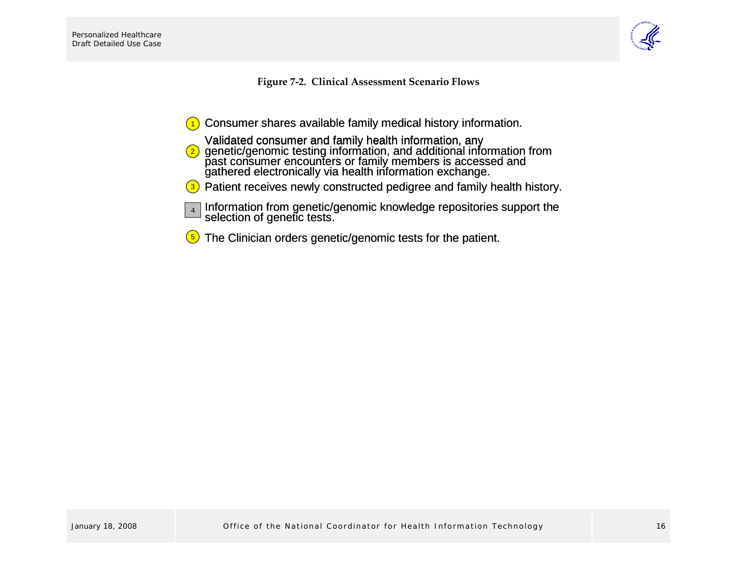**Figure 7-2. Clinical Assessment Scenario Flows**

1. Consumer shares available family medical history information.
2. Validated consumer and family health information, any genetic/genomic testing information, and additional information from past consumer encounters or family members is accessed and gathered electronically via health information exchange.
3. Patient receives newly constructed pedigree and family health history.
4. Information from genetic/genomic knowledge repositories support the selection of genetic tests.
5. The Clinician orders genetic/genomic tests for the patient.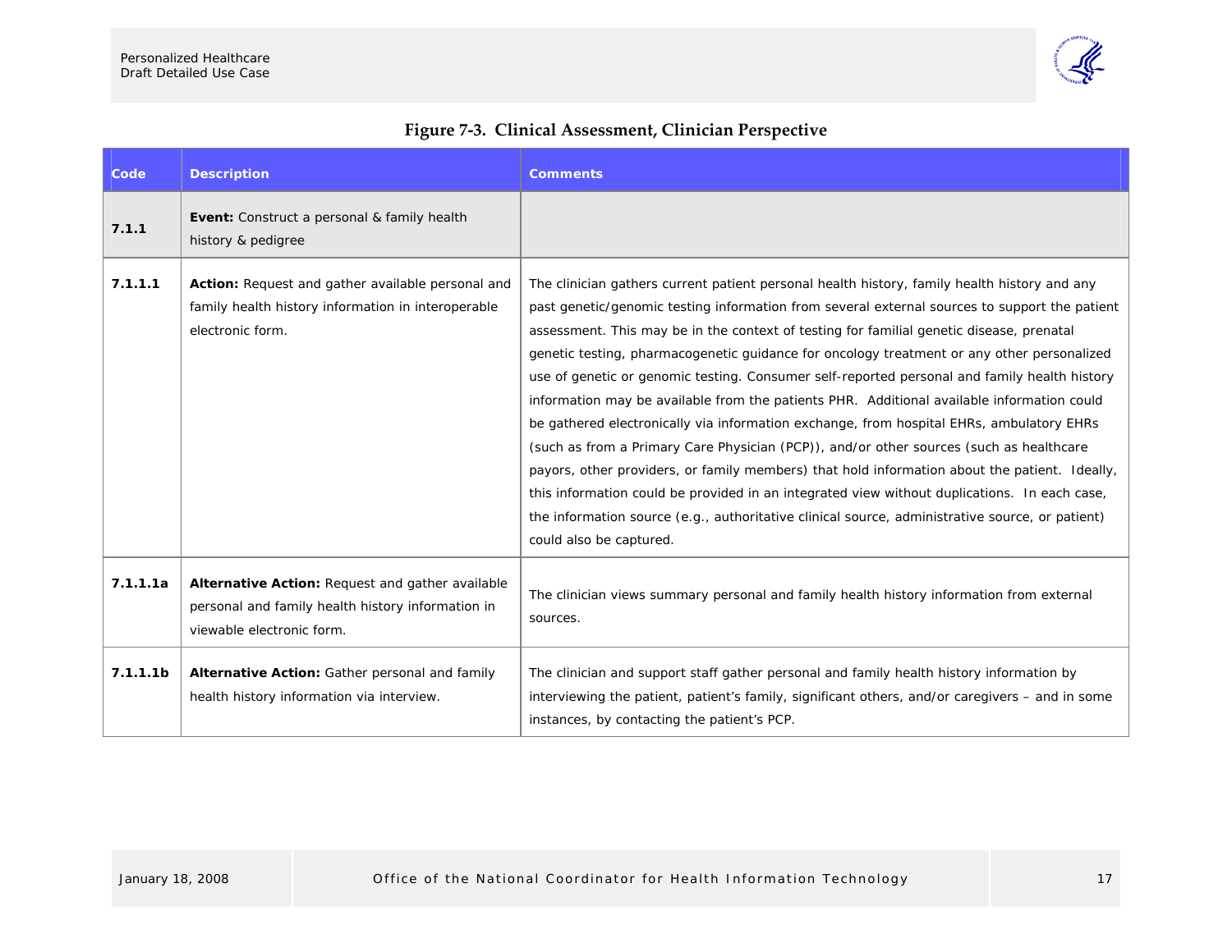**Figure 7-3. Clinical Assessment, Clinician Perspective**

| Code | Description | Comments |
|---|---|---|
| 7.1.1 | **Event:** Construct a personal & family health history & pedigree | |
| 7.1.1.1 | **Action:** Request and gather available personal and family health history information in interoperable electronic form. | The clinician gathers current patient personal health history, family health history and any past genetic/genomic testing information from several external sources to support the patient assessment. This may be in the context of testing for familial genetic disease, prenatal genetic testing, pharmacogenetic guidance for oncology treatment or any other personalized use of genetic or genomic testing. Consumer self-reported personal and family health history information may be available from the patients PHR. Additional available information could be gathered electronically via information exchange, from hospital EHRs, ambulatory EHRs (such as from a Primary Care Physician (PCP)), and/or other sources (such as healthcare payors, other providers, or family members) that hold information about the patient. Ideally, this information could be provided in an integrated view without duplications. In each case, the information source (e.g., authoritative clinical source, administrative source, or patient) could also be captured. |
| 7.1.1.1a | **Alternative Action:** Request and gather available personal and family health history information in viewable electronic form. | The clinician views summary personal and family health history information from external sources. |
| 7.1.1.1b | **Alternative Action:** Gather personal and family health history information via interview. | The clinician and support staff gather personal and family health history information by interviewing the patient, patient's family, significant others, and/or caregivers – and in some instances, by contacting the patient's PCP. |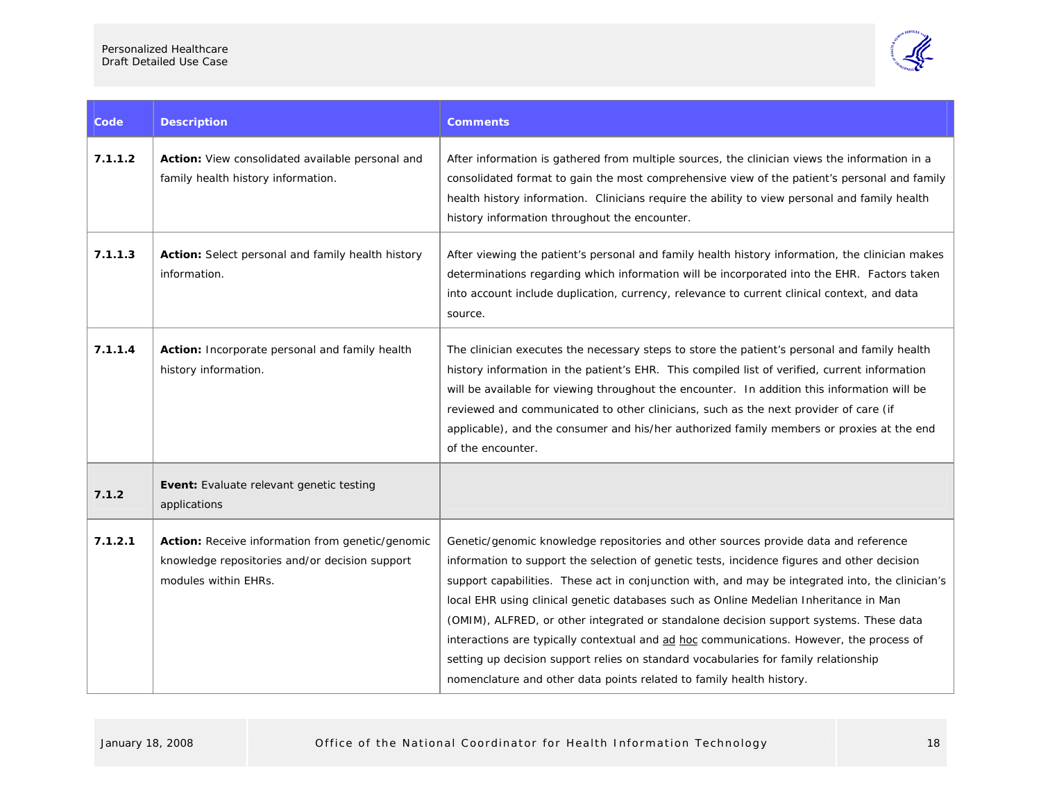| Code | Description | Comments |
| --- | --- | --- |
| 7.1.1.2 | **Action:** View consolidated available personal and family health history information. | After information is gathered from multiple sources, the clinician views the information in a consolidated format to gain the most comprehensive view of the patient's personal and family health history information. Clinicians require the ability to view personal and family health history information throughout the encounter. |
| 7.1.1.3 | **Action:** Select personal and family health history information. | After viewing the patient's personal and family health history information, the clinician makes determinations regarding which information will be incorporated into the EHR. Factors taken into account include duplication, currency, relevance to current clinical context, and data source. |
| 7.1.1.4 | **Action:** Incorporate personal and family health history information. | The clinician executes the necessary steps to store the patient's personal and family health history information in the patient's EHR. This compiled list of verified, current information will be available for viewing throughout the encounter. In addition this information will be reviewed and communicated to other clinicians, such as the next provider of care (if applicable), and the consumer and his/her authorized family members or proxies at the end of the encounter. |
| 7.1.2 | **Event:** Evaluate relevant genetic testing applications | |
| 7.1.2.1 | **Action:** Receive information from genetic/genomic knowledge repositories and/or decision support modules within EHRs. | Genetic/genomic knowledge repositories and other sources provide data and reference information to support the selection of genetic tests, incidence figures and other decision support capabilities. These act in conjunction with, and may be integrated into, the clinician's local EHR using clinical genetic databases such as Online Medelian Inheritance in Man (OMIM), ALFRED, or other integrated or standalone decision support systems. These data interactions are typically contextual and ad hoc communications. However, the process of setting up decision support relies on standard vocabularies for family relationship nomenclature and other data points related to family health history. |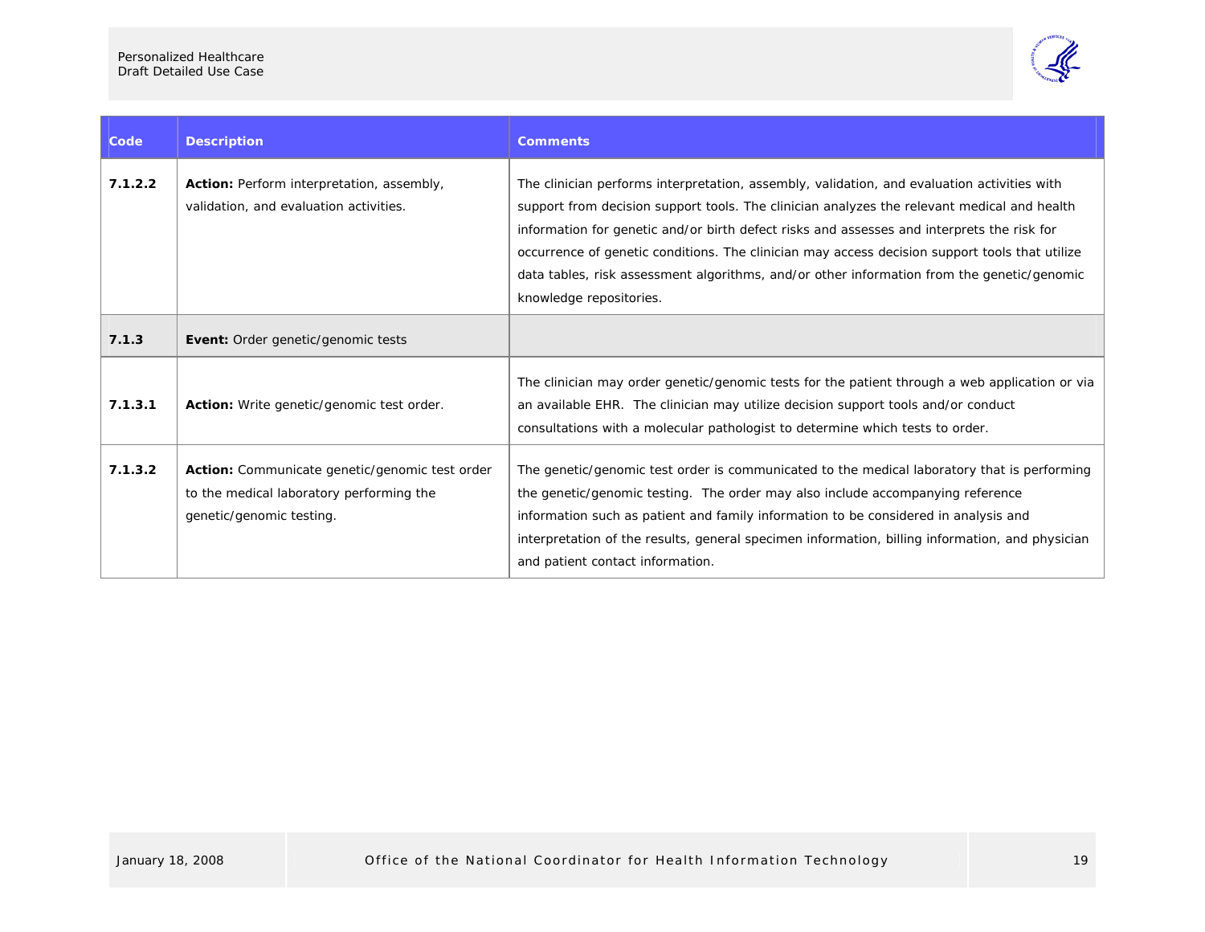| Code | Description | Comments |
| --- | --- | --- |
| 7.1.2.2 | **Action:** Perform interpretation, assembly, validation, and evaluation activities. | The clinician performs interpretation, assembly, validation, and evaluation activities with support from decision support tools. The clinician analyzes the relevant medical and health information for genetic and/or birth defect risks and assesses and interprets the risk for occurrence of genetic conditions. The clinician may access decision support tools that utilize data tables, risk assessment algorithms, and/or other information from the genetic/genomic knowledge repositories. |
| **7.1.3** | **Event:** Order genetic/genomic tests | |
| 7.1.3.1 | **Action:** Write genetic/genomic test order. | The clinician may order genetic/genomic tests for the patient through a web application or via an available EHR. The clinician may utilize decision support tools and/or conduct consultations with a molecular pathologist to determine which tests to order. |
| 7.1.3.2 | **Action:** Communicate genetic/genomic test order to the medical laboratory performing the genetic/genomic testing. | The genetic/genomic test order is communicated to the medical laboratory that is performing the genetic/genomic testing. The order may also include accompanying reference information such as patient and family information to be considered in analysis and interpretation of the results, general specimen information, billing information, and physician and patient contact information. |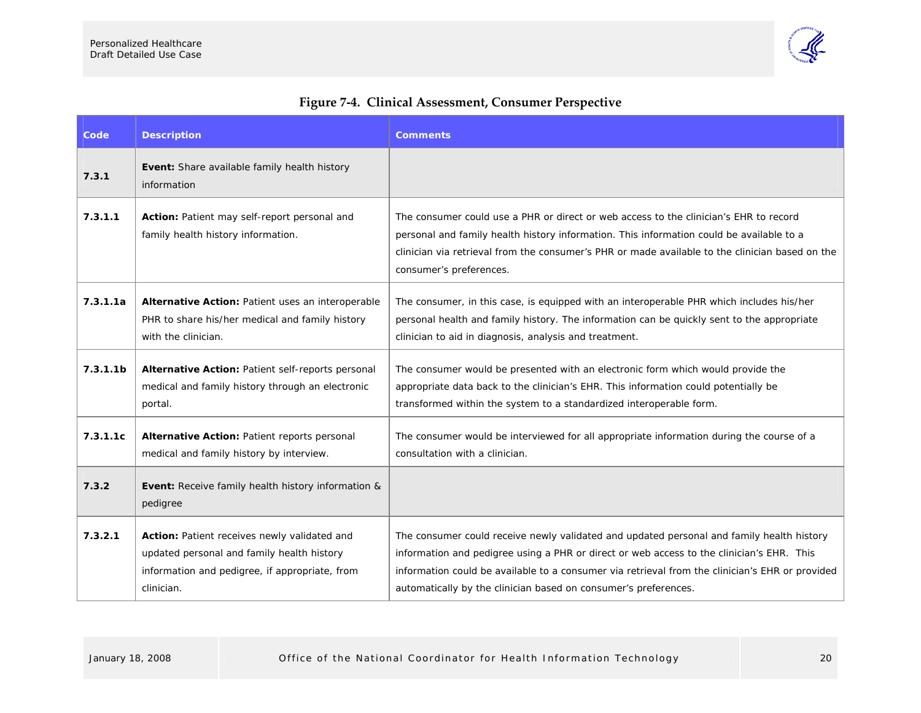**Figure 7-4. Clinical Assessment, Consumer Perspective**

| Code | Description | Comments |
|---|---|---|
| **7.3.1** | **Event:** Share available family health history information | |
| **7.3.1.1** | **Action:** Patient may self-report personal and family health history information. | The consumer could use a PHR or direct or web access to the clinician's EHR to record personal and family health history information. This information could be available to a clinician via retrieval from the consumer's PHR or made available to the clinician based on the consumer's preferences. |
| **7.3.1.1a** | **Alternative Action:** Patient uses an interoperable PHR to share his/her medical and family history with the clinician. | The consumer, in this case, is equipped with an interoperable PHR which includes his/her personal health and family history. The information can be quickly sent to the appropriate clinician to aid in diagnosis, analysis and treatment. |
| **7.3.1.1b** | **Alternative Action:** Patient self-reports personal medical and family history through an electronic portal. | The consumer would be presented with an electronic form which would provide the appropriate data back to the clinician's EHR. This information could potentially be transformed within the system to a standardized interoperable form. |
| **7.3.1.1c** | **Alternative Action:** Patient reports personal medical and family history by interview. | The consumer would be interviewed for all appropriate information during the course of a consultation with a clinician. |
| **7.3.2** | **Event:** Receive family health history information & pedigree | |
| **7.3.2.1** | **Action:** Patient receives newly validated and updated personal and family health history information and pedigree, if appropriate, from clinician. | The consumer could receive newly validated and updated personal and family health history information and pedigree using a PHR or direct or web access to the clinician's EHR. This information could be available to a consumer via retrieval from the clinician's EHR or provided automatically by the clinician based on consumer's preferences. |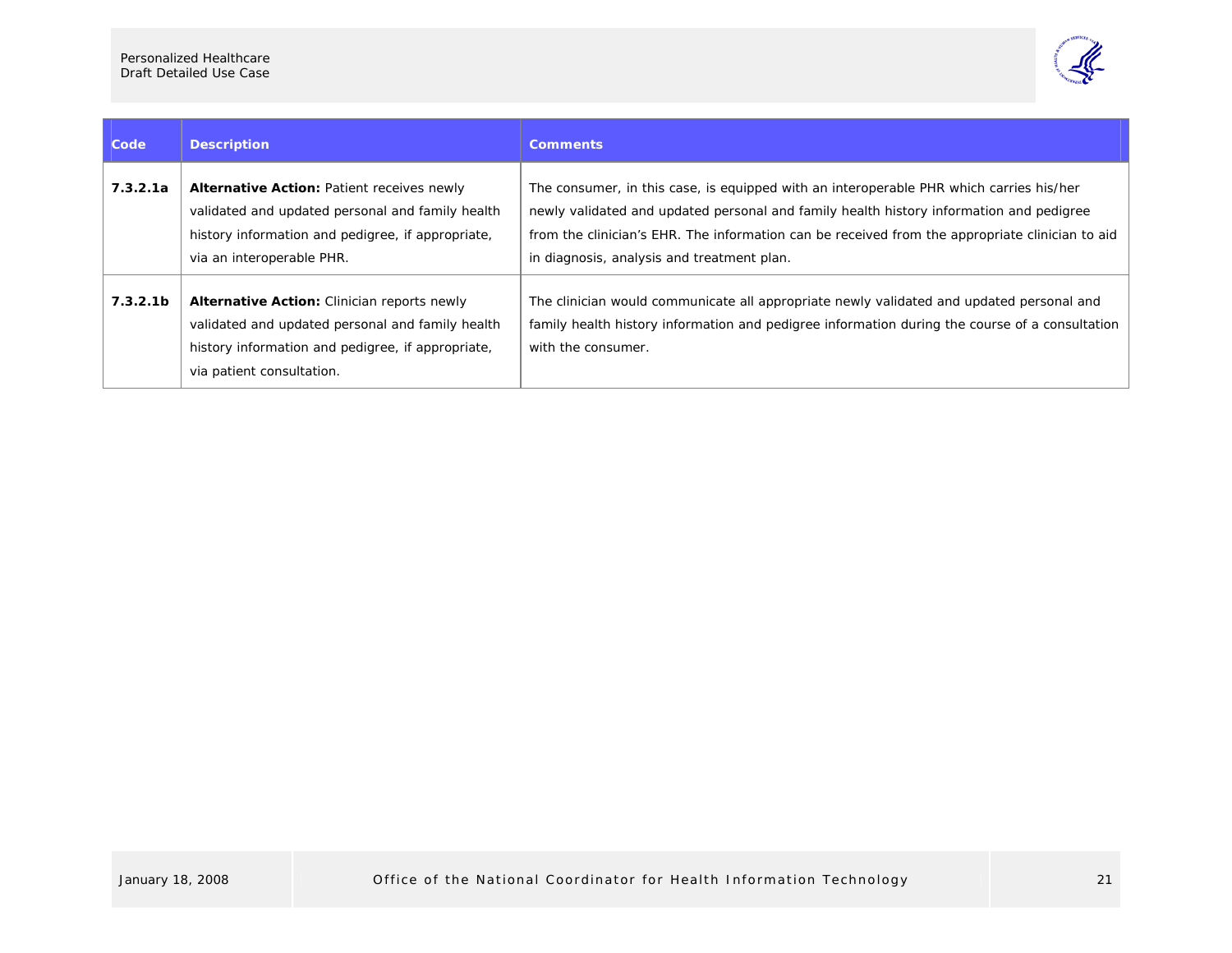| Code | Description | Comments |
| --- | --- | --- |
| **7.3.2.1a** | **Alternative Action:** Patient receives newly validated and updated personal and family health history information and pedigree, if appropriate, via an interoperable PHR. | The consumer, in this case, is equipped with an interoperable PHR which carries his/her newly validated and updated personal and family health history information and pedigree from the clinician's EHR. The information can be received from the appropriate clinician to aid in diagnosis, analysis and treatment plan. |
| **7.3.2.1b** | **Alternative Action:** Clinician reports newly validated and updated personal and family health history information and pedigree, if appropriate, via patient consultation. | The clinician would communicate all appropriate newly validated and updated personal and family health history information and pedigree information during the course of a consultation with the consumer. |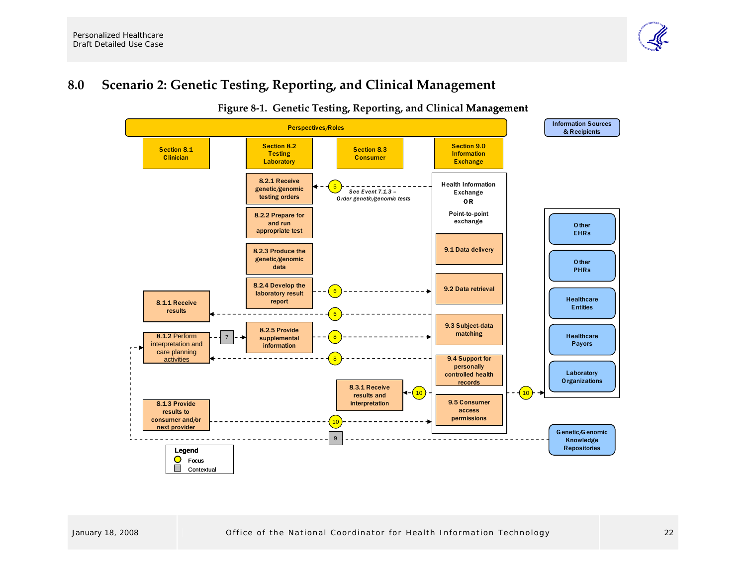# 8.0 Scenario 2: Genetic Testing, Reporting, and Clinical Management

Figure 8-1. Genetic Testing, Reporting, and Clinical Management

Perspectives/Roles

Information Sources & Recipients

Section 8.1 Clinician

Section 8.2 Testing Laboratory

Section 8.3 Consumer

Section 9.0 Information Exchange

8.2.1 Receive genetic/genomic testing orders

5

See Event 7.1.3 – Order genetic/genomic tests

Health Information Exchange OR Point-to-point exchange

8.2.2 Prepare for and run appropriate test

8.2.3 Produce the genetic/genomic data

9.1 Data delivery

Other EHRs

Other PHRs

8.2.4 Develop the laboratory result report

6

9.2 Data retrieval

8.1.1 Receive results

6

Healthcare Entities

8.1.2 Perform interpretation and care planning activities

7

8.2.5 Provide supplemental information

8

9.3 Subject-data matching

8

Healthcare Payors

9.4 Support for personally controlled health records

8.3.1 Receive results and interpretation

10

10

Laboratory Organizations

9.5 Consumer access permissions

8.1.3 Provide results to consumer and/or next provider

10

9

Genetic/Genomic Knowledge Repositories

Legend

Focus

Contextual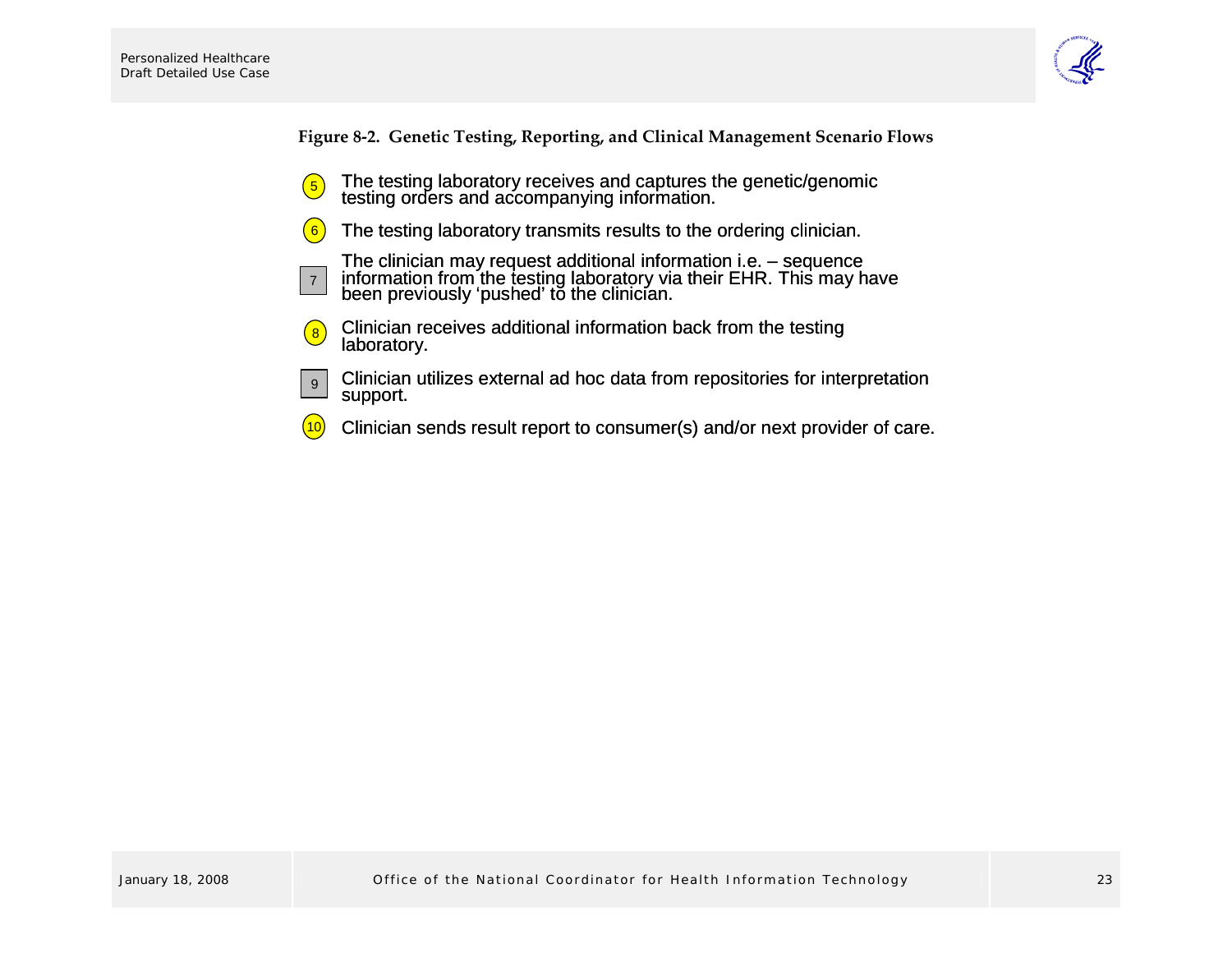**Figure 8-2. Genetic Testing, Reporting, and Clinical Management Scenario Flows**

5. The testing laboratory receives and captures the genetic/genomic testing orders and accompanying information.
6. The testing laboratory transmits results to the ordering clinician.
7. The clinician may request additional information i.e. – sequence information from the testing laboratory via their EHR. This may have been previously 'pushed' to the clinician.
8. Clinician receives additional information back from the testing laboratory.
9. Clinician utilizes external ad hoc data from repositories for interpretation support.
10. Clinician sends result report to consumer(s) and/or next provider of care.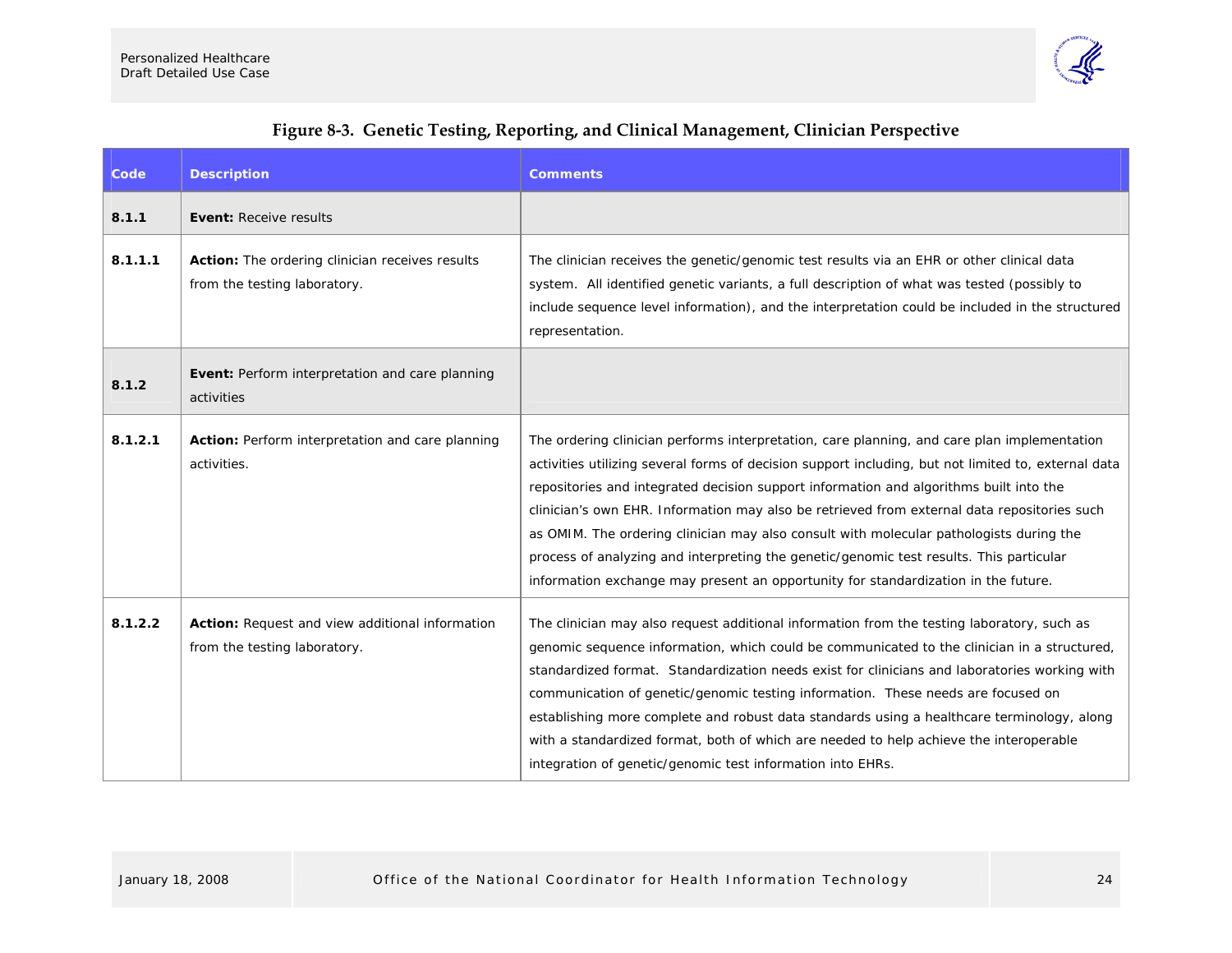**Figure 8-3. Genetic Testing, Reporting, and Clinical Management, Clinician Perspective**

| Code | Description | Comments |
|---|---|---|
| **8.1.1** | **Event:** Receive results | |
| **8.1.1.1** | **Action:** The ordering clinician receives results from the testing laboratory. | The clinician receives the genetic/genomic test results via an EHR or other clinical data system. All identified genetic variants, a full description of what was tested (possibly to include sequence level information), and the interpretation could be included in the structured representation. |
| **8.1.2** | **Event:** Perform interpretation and care planning activities | |
| **8.1.2.1** | **Action:** Perform interpretation and care planning activities. | The ordering clinician performs interpretation, care planning, and care plan implementation activities utilizing several forms of decision support including, but not limited to, external data repositories and integrated decision support information and algorithms built into the clinician's own EHR. Information may also be retrieved from external data repositories such as OMIM. The ordering clinician may also consult with molecular pathologists during the process of analyzing and interpreting the genetic/genomic test results. This particular information exchange may present an opportunity for standardization in the future. |
| **8.1.2.2** | **Action:** Request and view additional information from the testing laboratory. | The clinician may also request additional information from the testing laboratory, such as genomic sequence information, which could be communicated to the clinician in a structured, standardized format. Standardization needs exist for clinicians and laboratories working with communication of genetic/genomic testing information. These needs are focused on establishing more complete and robust data standards using a healthcare terminology, along with a standardized format, both of which are needed to help achieve the interoperable integration of genetic/genomic test information into EHRs. |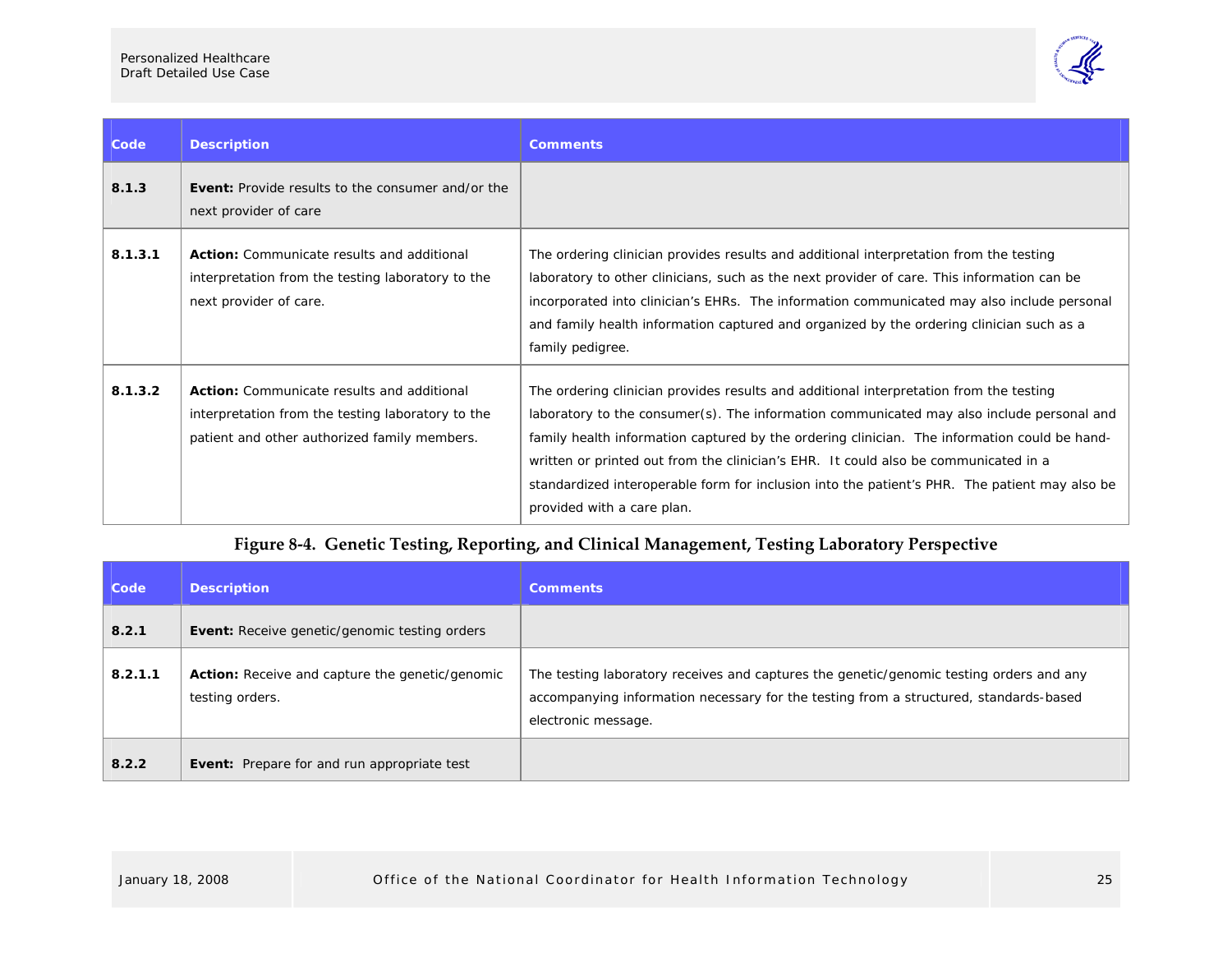| Code | Description | Comments |
|---|---|---|
| **8.1.3** | **Event:** Provide results to the consumer and/or the next provider of care | |
| **8.1.3.1** | **Action:** Communicate results and additional interpretation from the testing laboratory to the next provider of care. | The ordering clinician provides results and additional interpretation from the testing laboratory to other clinicians, such as the next provider of care. This information can be incorporated into clinician's EHRs. The information communicated may also include personal and family health information captured and organized by the ordering clinician such as a family pedigree. |
| **8.1.3.2** | **Action:** Communicate results and additional interpretation from the testing laboratory to the patient and other authorized family members. | The ordering clinician provides results and additional interpretation from the testing laboratory to the consumer(s). The information communicated may also include personal and family health information captured by the ordering clinician. The information could be hand-written or printed out from the clinician's EHR. It could also be communicated in a standardized interoperable form for inclusion into the patient's PHR. The patient may also be provided with a care plan. |

**Figure 8-4. Genetic Testing, Reporting, and Clinical Management, Testing Laboratory Perspective**

| Code | Description | Comments |
|---|---|---|
| **8.2.1** | **Event:** Receive genetic/genomic testing orders | |
| **8.2.1.1** | **Action:** Receive and capture the genetic/genomic testing orders. | The testing laboratory receives and captures the genetic/genomic testing orders and any accompanying information necessary for the testing from a structured, standards-based electronic message. |
| **8.2.2** | **Event:** Prepare for and run appropriate test | |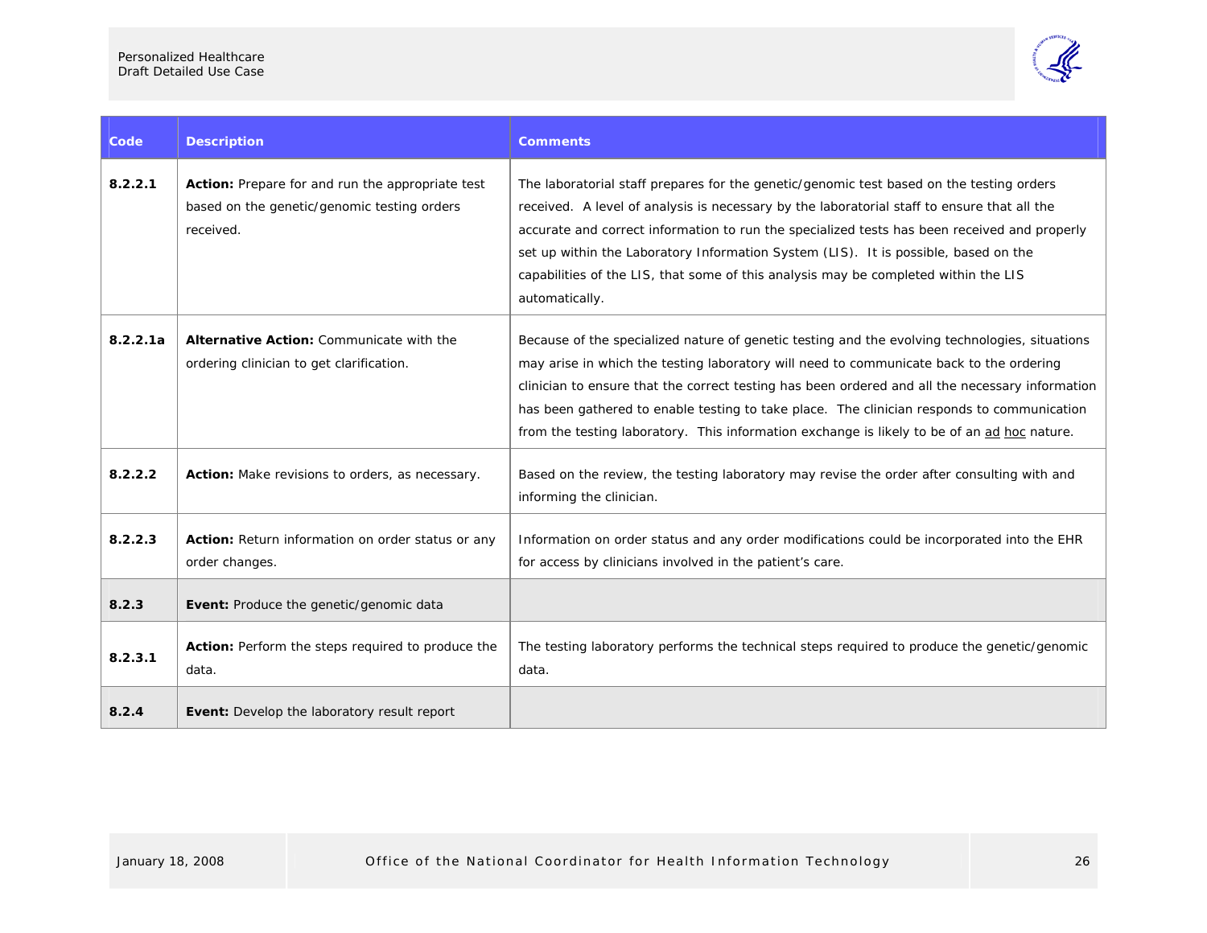| Code | Description | Comments |
| --- | --- | --- |
| 8.2.2.1 | **Action:** Prepare for and run the appropriate test based on the genetic/genomic testing orders received. | The laboratorial staff prepares for the genetic/genomic test based on the testing orders received. A level of analysis is necessary by the laboratorial staff to ensure that all the accurate and correct information to run the specialized tests has been received and properly set up within the Laboratory Information System (LIS). It is possible, based on the capabilities of the LIS, that some of this analysis may be completed within the LIS automatically. |
| 8.2.2.1a | **Alternative Action:** Communicate with the ordering clinician to get clarification. | Because of the specialized nature of genetic testing and the evolving technologies, situations may arise in which the testing laboratory will need to communicate back to the ordering clinician to ensure that the correct testing has been ordered and all the necessary information has been gathered to enable testing to take place. The clinician responds to communication from the testing laboratory. This information exchange is likely to be of an ad hoc nature. |
| 8.2.2.2 | **Action:** Make revisions to orders, as necessary. | Based on the review, the testing laboratory may revise the order after consulting with and informing the clinician. |
| 8.2.2.3 | **Action:** Return information on order status or any order changes. | Information on order status and any order modifications could be incorporated into the EHR for access by clinicians involved in the patient's care. |
| **8.2.3** | **Event:** Produce the genetic/genomic data | |
| 8.2.3.1 | **Action:** Perform the steps required to produce the data. | The testing laboratory performs the technical steps required to produce the genetic/genomic data. |
| **8.2.4** | **Event:** Develop the laboratory result report | |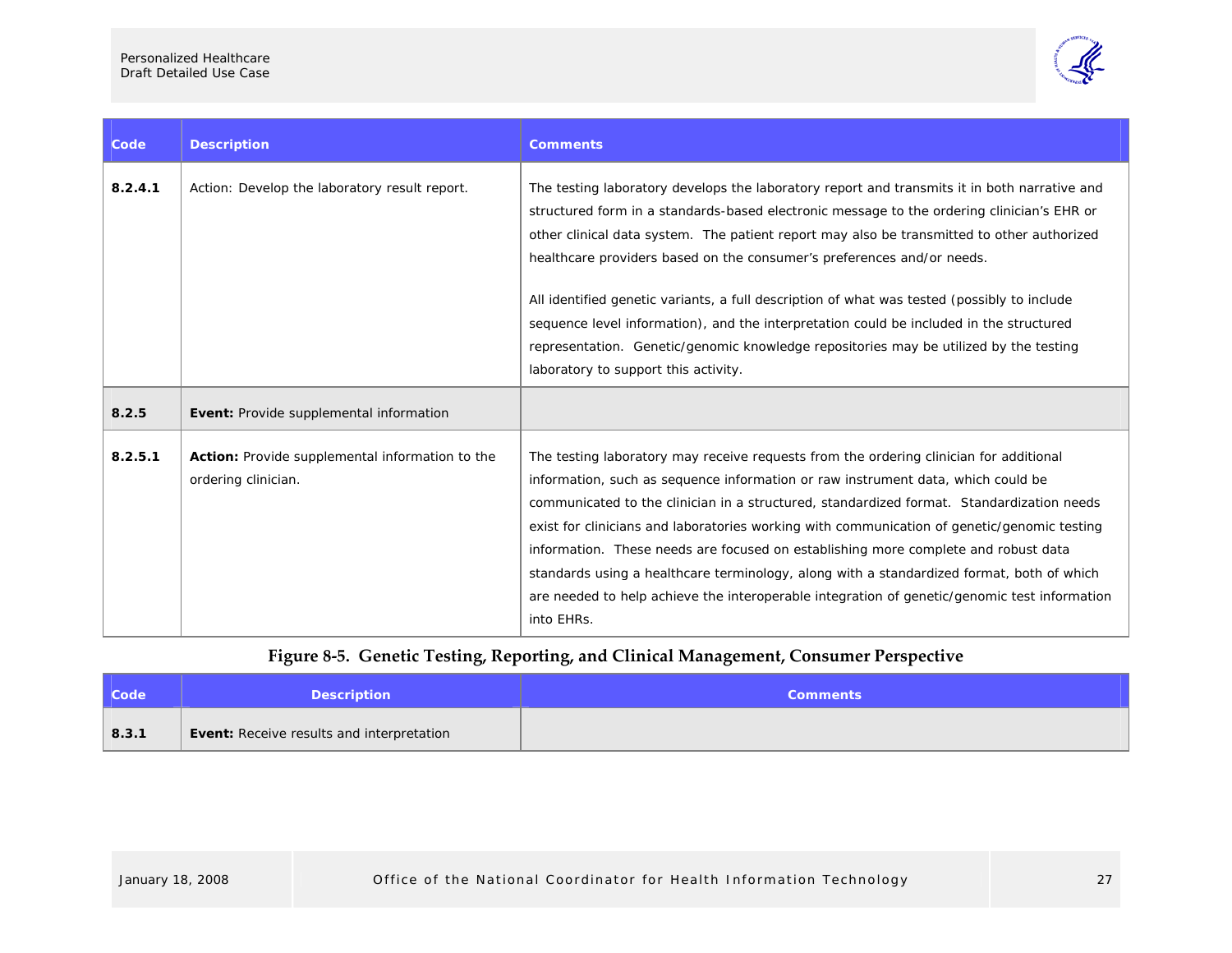| Code | Description | Comments |
|---|---|---|
| 8.2.4.1 | Action: Develop the laboratory result report. | The testing laboratory develops the laboratory report and transmits it in both narrative and structured form in a standards-based electronic message to the ordering clinician's EHR or other clinical data system. The patient report may also be transmitted to other authorized healthcare providers based on the consumer's preferences and/or needs.<br><br>All identified genetic variants, a full description of what was tested (possibly to include sequence level information), and the interpretation could be included in the structured representation. Genetic/genomic knowledge repositories may be utilized by the testing laboratory to support this activity. |
| **8.2.5** | **Event:** Provide supplemental information | |
| **8.2.5.1** | **Action:** Provide supplemental information to the ordering clinician. | The testing laboratory may receive requests from the ordering clinician for additional information, such as sequence information or raw instrument data, which could be communicated to the clinician in a structured, standardized format. Standardization needs exist for clinicians and laboratories working with communication of genetic/genomic testing information. These needs are focused on establishing more complete and robust data standards using a healthcare terminology, along with a standardized format, both of which are needed to help achieve the interoperable integration of genetic/genomic test information into EHRs. |

**Figure 8-5. Genetic Testing, Reporting, and Clinical Management, Consumer Perspective**

| Code | Description | Comments |
|---|---|---|
| **8.3.1** | **Event:** Receive results and interpretation | |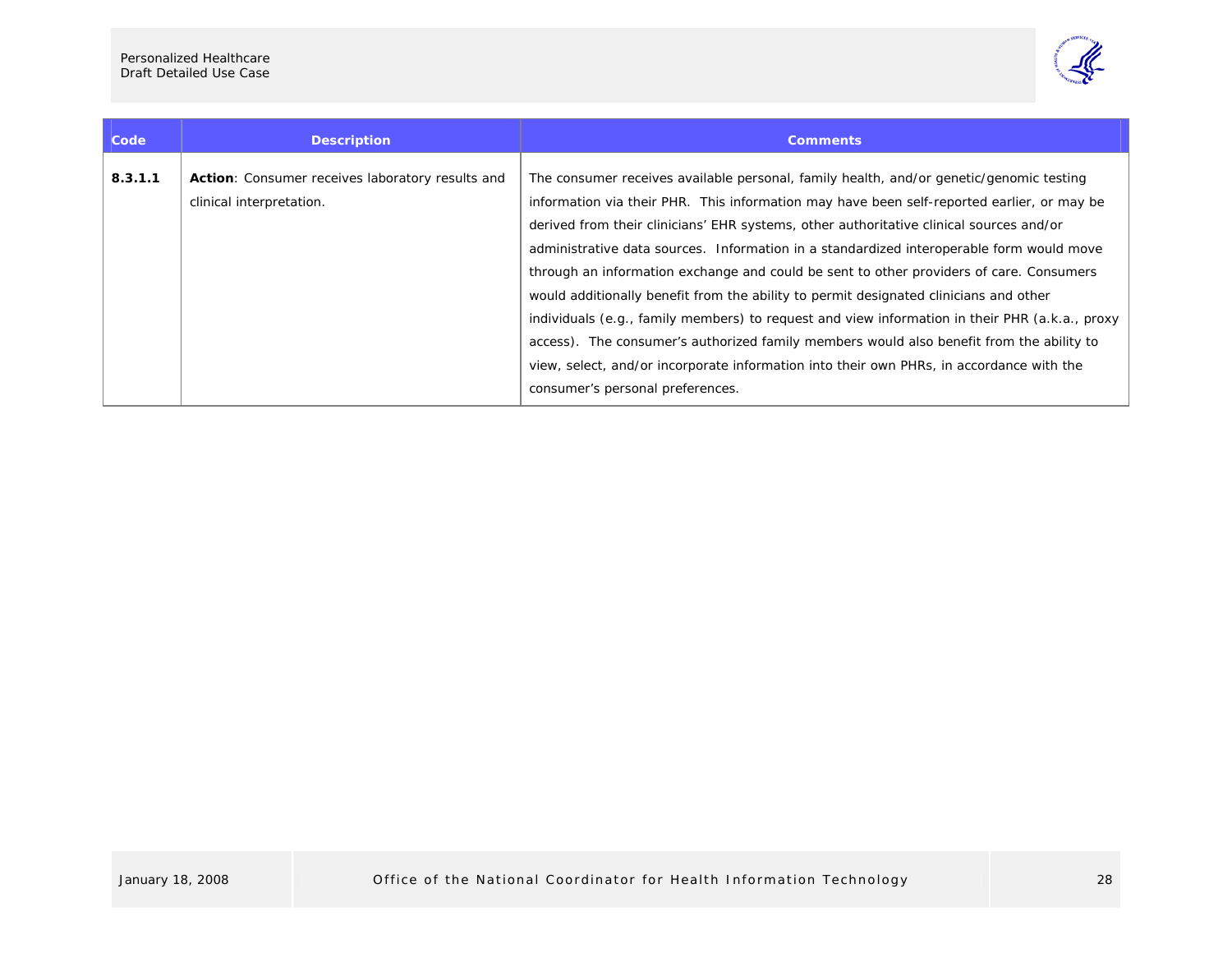| Code | Description | Comments |
|---|---|---|
| **8.3.1.1** | **Action**: Consumer receives laboratory results and clinical interpretation. | The consumer receives available personal, family health, and/or genetic/genomic testing information via their PHR. This information may have been self-reported earlier, or may be derived from their clinicians' EHR systems, other authoritative clinical sources and/or administrative data sources. Information in a standardized interoperable form would move through an information exchange and could be sent to other providers of care. Consumers would additionally benefit from the ability to permit designated clinicians and other individuals (e.g., family members) to request and view information in their PHR (a.k.a., proxy access). The consumer's authorized family members would also benefit from the ability to view, select, and/or incorporate information into their own PHRs, in accordance with the consumer's personal preferences. |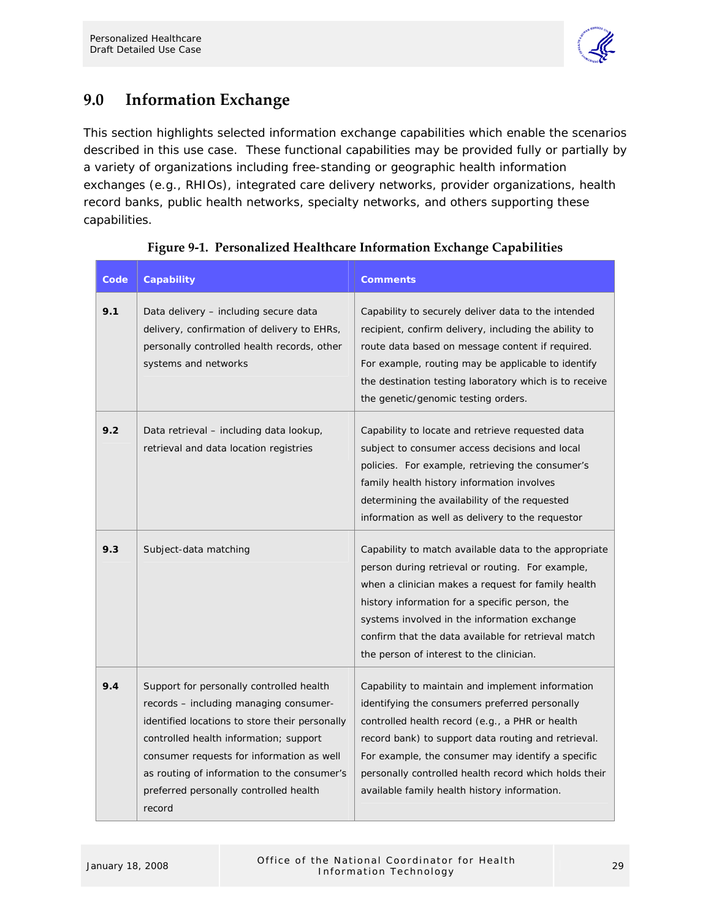## 9.0 Information Exchange

This section highlights selected information exchange capabilities which enable the scenarios described in this use case. These functional capabilities may be provided fully or partially by a variety of organizations including free-standing or geographic health information exchanges (e.g., RHIOs), integrated care delivery networks, provider organizations, health record banks, public health networks, specialty networks, and others supporting these capabilities.

**Figure 9-1. Personalized Healthcare Information Exchange Capabilities**

| Code | Capability | Comments |
|---|---|---|
| **9.1** | Data delivery – including secure data delivery, confirmation of delivery to EHRs, personally controlled health records, other systems and networks | Capability to securely deliver data to the intended recipient, confirm delivery, including the ability to route data based on message content if required. For example, routing may be applicable to identify the destination testing laboratory which is to receive the genetic/genomic testing orders. |
| **9.2** | Data retrieval – including data lookup, retrieval and data location registries | Capability to locate and retrieve requested data subject to consumer access decisions and local policies. For example, retrieving the consumer's family health history information involves determining the availability of the requested information as well as delivery to the requestor |
| **9.3** | Subject-data matching | Capability to match available data to the appropriate person during retrieval or routing. For example, when a clinician makes a request for family health history information for a specific person, the systems involved in the information exchange confirm that the data available for retrieval match the person of interest to the clinician. |
| **9.4** | Support for personally controlled health records – including managing consumer-identified locations to store their personally controlled health information; support consumer requests for information as well as routing of information to the consumer's preferred personally controlled health record | Capability to maintain and implement information identifying the consumers preferred personally controlled health record (e.g., a PHR or health record bank) to support data routing and retrieval. For example, the consumer may identify a specific personally controlled health record which holds their available family health history information. |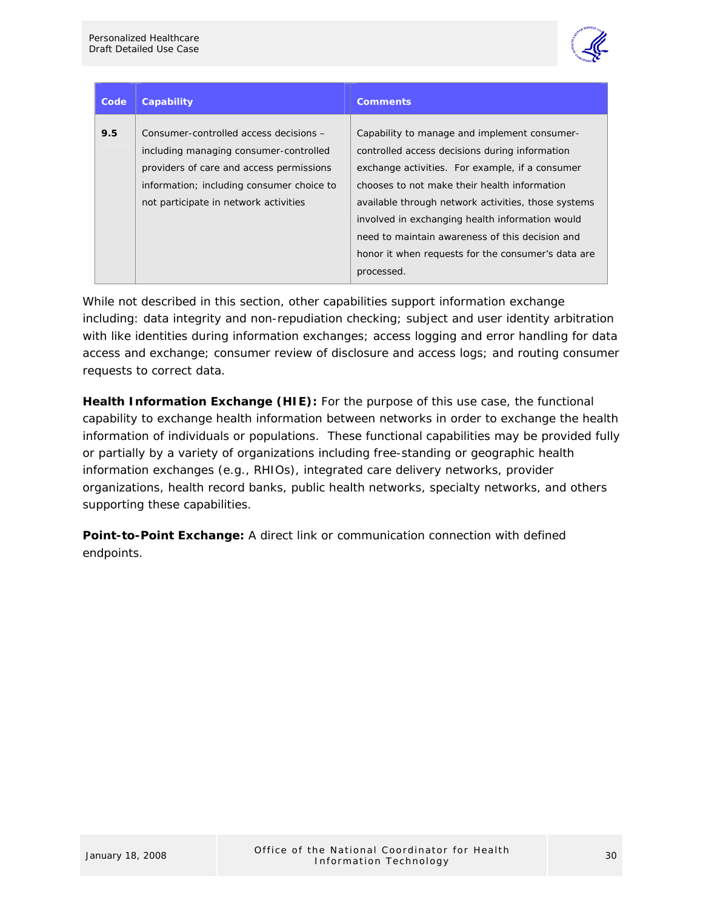| Code | Capability | Comments |
|---|---|---|
| **9.5** | Consumer-controlled access decisions – including managing consumer-controlled providers of care and access permissions information; including consumer choice to not participate in network activities | Capability to manage and implement consumer-controlled access decisions during information exchange activities. For example, if a consumer chooses to not make their health information available through network activities, those systems involved in exchanging health information would need to maintain awareness of this decision and honor it when requests for the consumer's data are processed. |

While not described in this section, other capabilities support information exchange including: data integrity and non-repudiation checking; subject and user identity arbitration with like identities during information exchanges; access logging and error handling for data access and exchange; consumer review of disclosure and access logs; and routing consumer requests to correct data.

**Health Information Exchange (HIE):** For the purpose of this use case, the functional capability to exchange health information between networks in order to exchange the health information of individuals or populations. These functional capabilities may be provided fully or partially by a variety of organizations including free-standing or geographic health information exchanges (e.g., RHIOs), integrated care delivery networks, provider organizations, health record banks, public health networks, specialty networks, and others supporting these capabilities.

**Point-to-Point Exchange:** A direct link or communication connection with defined endpoints.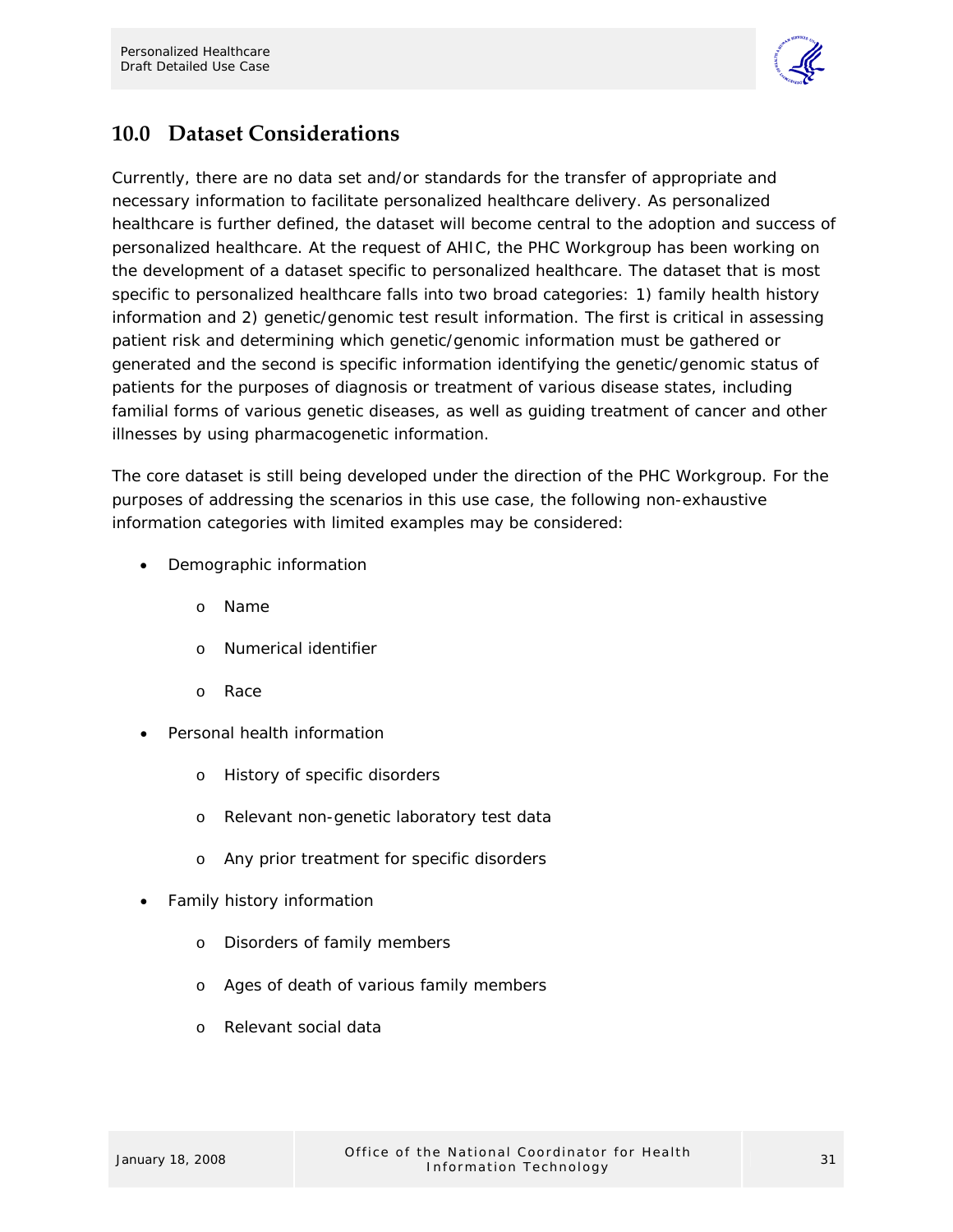## 10.0 Dataset Considerations

Currently, there are no data set and/or standards for the transfer of appropriate and necessary information to facilitate personalized healthcare delivery. As personalized healthcare is further defined, the dataset will become central to the adoption and success of personalized healthcare. At the request of AHIC, the PHC Workgroup has been working on the development of a dataset specific to personalized healthcare. The dataset that is most specific to personalized healthcare falls into two broad categories: 1) family health history information and 2) genetic/genomic test result information. The first is critical in assessing patient risk and determining which genetic/genomic information must be gathered or generated and the second is specific information identifying the genetic/genomic status of patients for the purposes of diagnosis or treatment of various disease states, including familial forms of various genetic diseases, as well as guiding treatment of cancer and other illnesses by using pharmacogenetic information.

The core dataset is still being developed under the direction of the PHC Workgroup. For the purposes of addressing the scenarios in this use case, the following non-exhaustive information categories with limited examples may be considered:

- Demographic information
  - Name
  - Numerical identifier
  - Race
- Personal health information
  - History of specific disorders
  - Relevant non-genetic laboratory test data
  - Any prior treatment for specific disorders
- Family history information
  - Disorders of family members
  - Ages of death of various family members
  - Relevant social data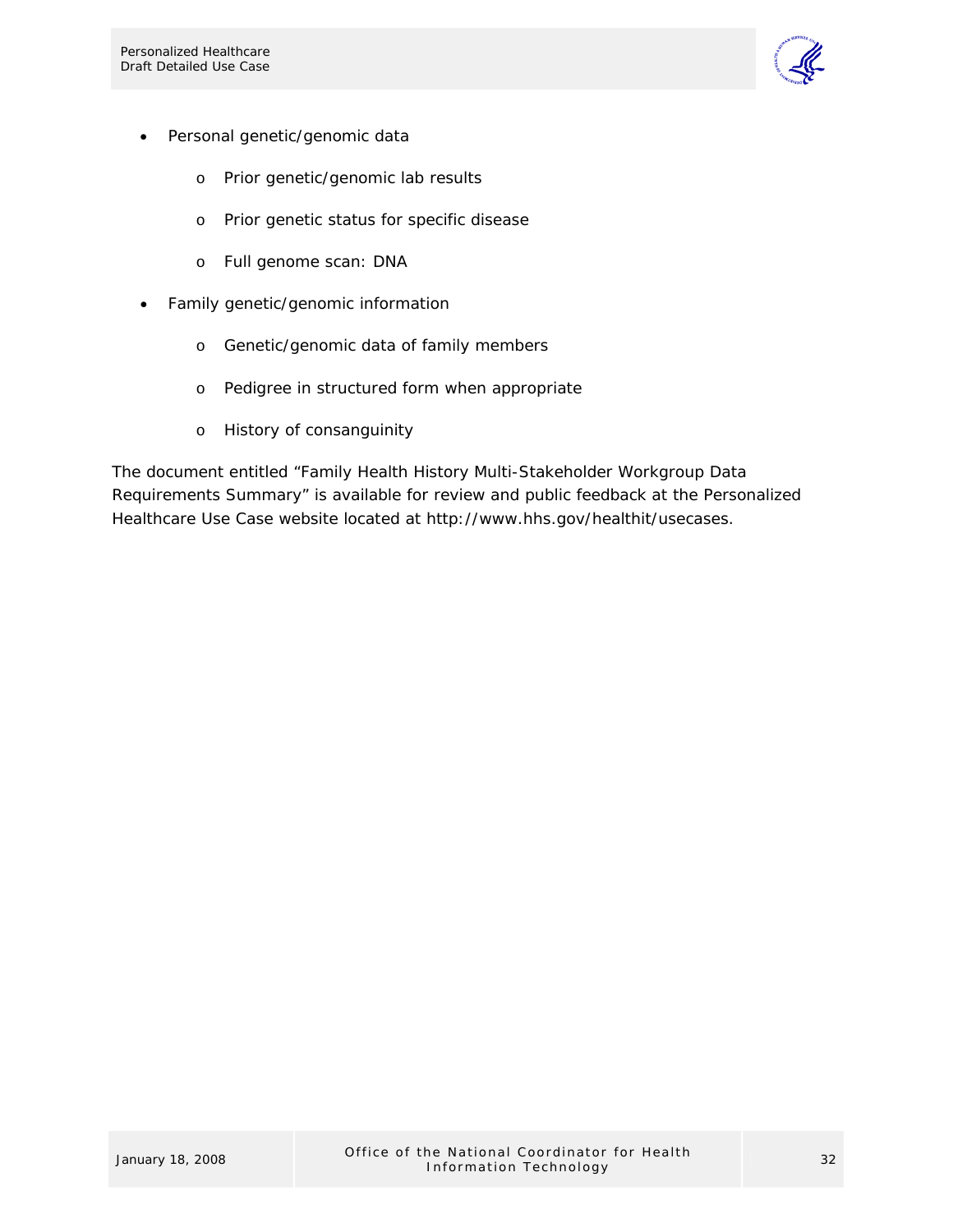- Personal genetic/genomic data
    - Prior genetic/genomic lab results
    - Prior genetic status for specific disease
    - Full genome scan: DNA
- Family genetic/genomic information
    - Genetic/genomic data of family members
    - Pedigree in structured form when appropriate
    - History of consanguinity

The document entitled "Family Health History Multi-Stakeholder Workgroup Data Requirements Summary" is available for review and public feedback at the Personalized Healthcare Use Case website located at http://www.hhs.gov/healthit/usecases.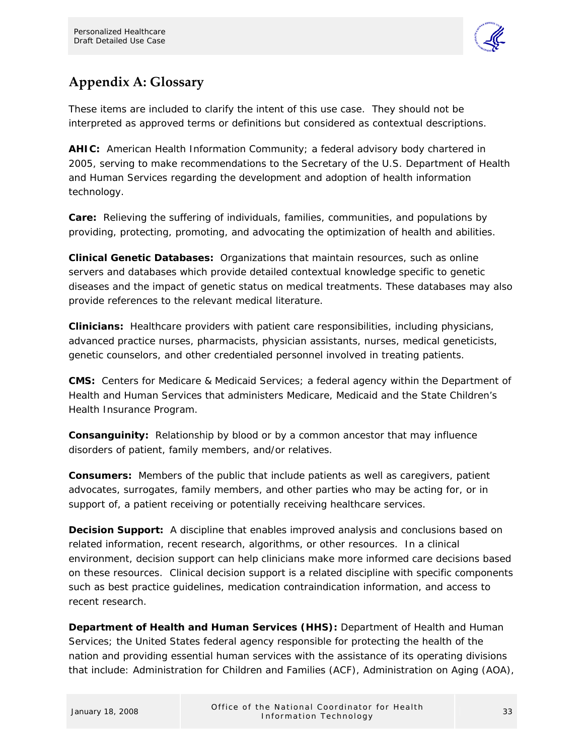# Appendix A: Glossary

These items are included to clarify the intent of this use case. They should not be interpreted as approved terms or definitions but considered as contextual descriptions.

**AHIC:** American Health Information Community; a federal advisory body chartered in 2005, serving to make recommendations to the Secretary of the U.S. Department of Health and Human Services regarding the development and adoption of health information technology.

**Care:** Relieving the suffering of individuals, families, communities, and populations by providing, protecting, promoting, and advocating the optimization of health and abilities.

**Clinical Genetic Databases:** Organizations that maintain resources, such as online servers and databases which provide detailed contextual knowledge specific to genetic diseases and the impact of genetic status on medical treatments. These databases may also provide references to the relevant medical literature.

**Clinicians:** Healthcare providers with patient care responsibilities, including physicians, advanced practice nurses, pharmacists, physician assistants, nurses, medical geneticists, genetic counselors, and other credentialed personnel involved in treating patients.

**CMS:** Centers for Medicare & Medicaid Services; a federal agency within the Department of Health and Human Services that administers Medicare, Medicaid and the State Children's Health Insurance Program.

**Consanguinity:** Relationship by blood or by a common ancestor that may influence disorders of patient, family members, and/or relatives.

**Consumers:** Members of the public that include patients as well as caregivers, patient advocates, surrogates, family members, and other parties who may be acting for, or in support of, a patient receiving or potentially receiving healthcare services.

**Decision Support:** A discipline that enables improved analysis and conclusions based on related information, recent research, algorithms, or other resources. In a clinical environment, decision support can help clinicians make more informed care decisions based on these resources. Clinical decision support is a related discipline with specific components such as best practice guidelines, medication contraindication information, and access to recent research.

**Department of Health and Human Services (HHS):** Department of Health and Human Services; the United States federal agency responsible for protecting the health of the nation and providing essential human services with the assistance of its operating divisions that include: Administration for Children and Families (ACF), Administration on Aging (AOA),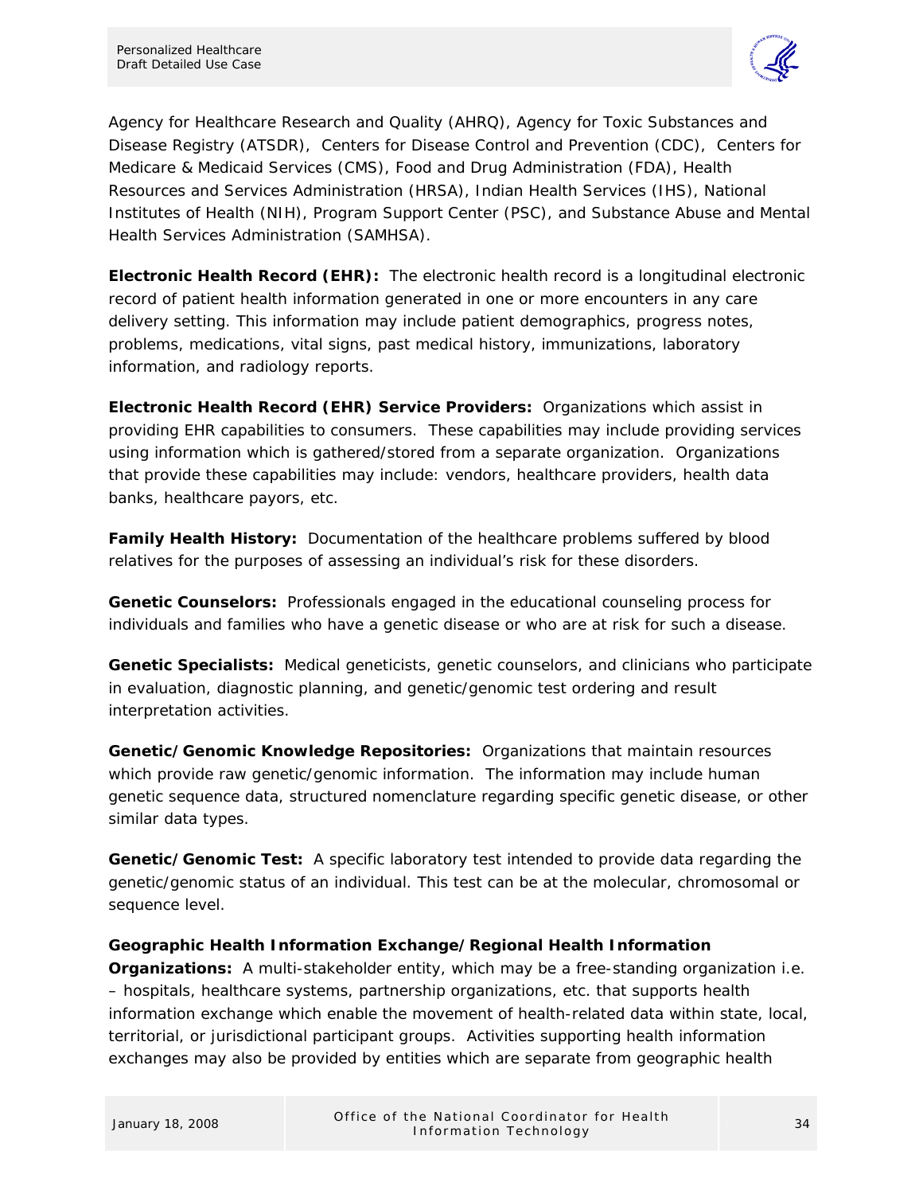Agency for Healthcare Research and Quality (AHRQ), Agency for Toxic Substances and Disease Registry (ATSDR), Centers for Disease Control and Prevention (CDC), Centers for Medicare & Medicaid Services (CMS), Food and Drug Administration (FDA), Health Resources and Services Administration (HRSA), Indian Health Services (IHS), National Institutes of Health (NIH), Program Support Center (PSC), and Substance Abuse and Mental Health Services Administration (SAMHSA).

**Electronic Health Record (EHR):** The electronic health record is a longitudinal electronic record of patient health information generated in one or more encounters in any care delivery setting. This information may include patient demographics, progress notes, problems, medications, vital signs, past medical history, immunizations, laboratory information, and radiology reports.

**Electronic Health Record (EHR) Service Providers:** Organizations which assist in providing EHR capabilities to consumers. These capabilities may include providing services using information which is gathered/stored from a separate organization. Organizations that provide these capabilities may include: vendors, healthcare providers, health data banks, healthcare payors, etc.

**Family Health History:** Documentation of the healthcare problems suffered by blood relatives for the purposes of assessing an individual's risk for these disorders.

**Genetic Counselors:** Professionals engaged in the educational counseling process for individuals and families who have a genetic disease or who are at risk for such a disease.

**Genetic Specialists:** Medical geneticists, genetic counselors, and clinicians who participate in evaluation, diagnostic planning, and genetic/genomic test ordering and result interpretation activities.

**Genetic/Genomic Knowledge Repositories:** Organizations that maintain resources which provide raw genetic/genomic information. The information may include human genetic sequence data, structured nomenclature regarding specific genetic disease, or other similar data types.

**Genetic/Genomic Test:** A specific laboratory test intended to provide data regarding the genetic/genomic status of an individual. This test can be at the molecular, chromosomal or sequence level.

**Geographic Health Information Exchange/Regional Health Information Organizations:** A multi-stakeholder entity, which may be a free-standing organization i.e. – hospitals, healthcare systems, partnership organizations, etc. that supports health information exchange which enable the movement of health-related data within state, local, territorial, or jurisdictional participant groups. Activities supporting health information exchanges may also be provided by entities which are separate from geographic health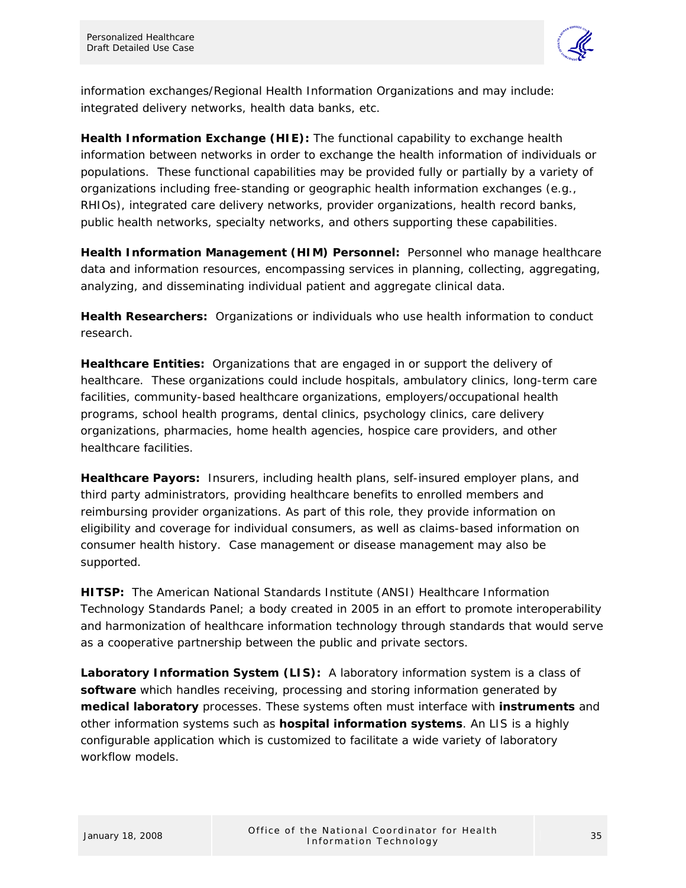information exchanges/Regional Health Information Organizations and may include: integrated delivery networks, health data banks, etc.

**Health Information Exchange (HIE):** The functional capability to exchange health information between networks in order to exchange the health information of individuals or populations. These functional capabilities may be provided fully or partially by a variety of organizations including free-standing or geographic health information exchanges (e.g., RHIOs), integrated care delivery networks, provider organizations, health record banks, public health networks, specialty networks, and others supporting these capabilities.

**Health Information Management (HIM) Personnel:** Personnel who manage healthcare data and information resources, encompassing services in planning, collecting, aggregating, analyzing, and disseminating individual patient and aggregate clinical data.

**Health Researchers:** Organizations or individuals who use health information to conduct research.

**Healthcare Entities:** Organizations that are engaged in or support the delivery of healthcare. These organizations could include hospitals, ambulatory clinics, long-term care facilities, community-based healthcare organizations, employers/occupational health programs, school health programs, dental clinics, psychology clinics, care delivery organizations, pharmacies, home health agencies, hospice care providers, and other healthcare facilities.

**Healthcare Payors:** Insurers, including health plans, self-insured employer plans, and third party administrators, providing healthcare benefits to enrolled members and reimbursing provider organizations. As part of this role, they provide information on eligibility and coverage for individual consumers, as well as claims-based information on consumer health history. Case management or disease management may also be supported.

**HITSP:** The American National Standards Institute (ANSI) Healthcare Information Technology Standards Panel; a body created in 2005 in an effort to promote interoperability and harmonization of healthcare information technology through standards that would serve as a cooperative partnership between the public and private sectors.

**Laboratory Information System (LIS):** A laboratory information system is a class of **software** which handles receiving, processing and storing information generated by **medical laboratory** processes. These systems often must interface with **instruments** and other information systems such as **hospital information systems**. An LIS is a highly configurable application which is customized to facilitate a wide variety of laboratory workflow models.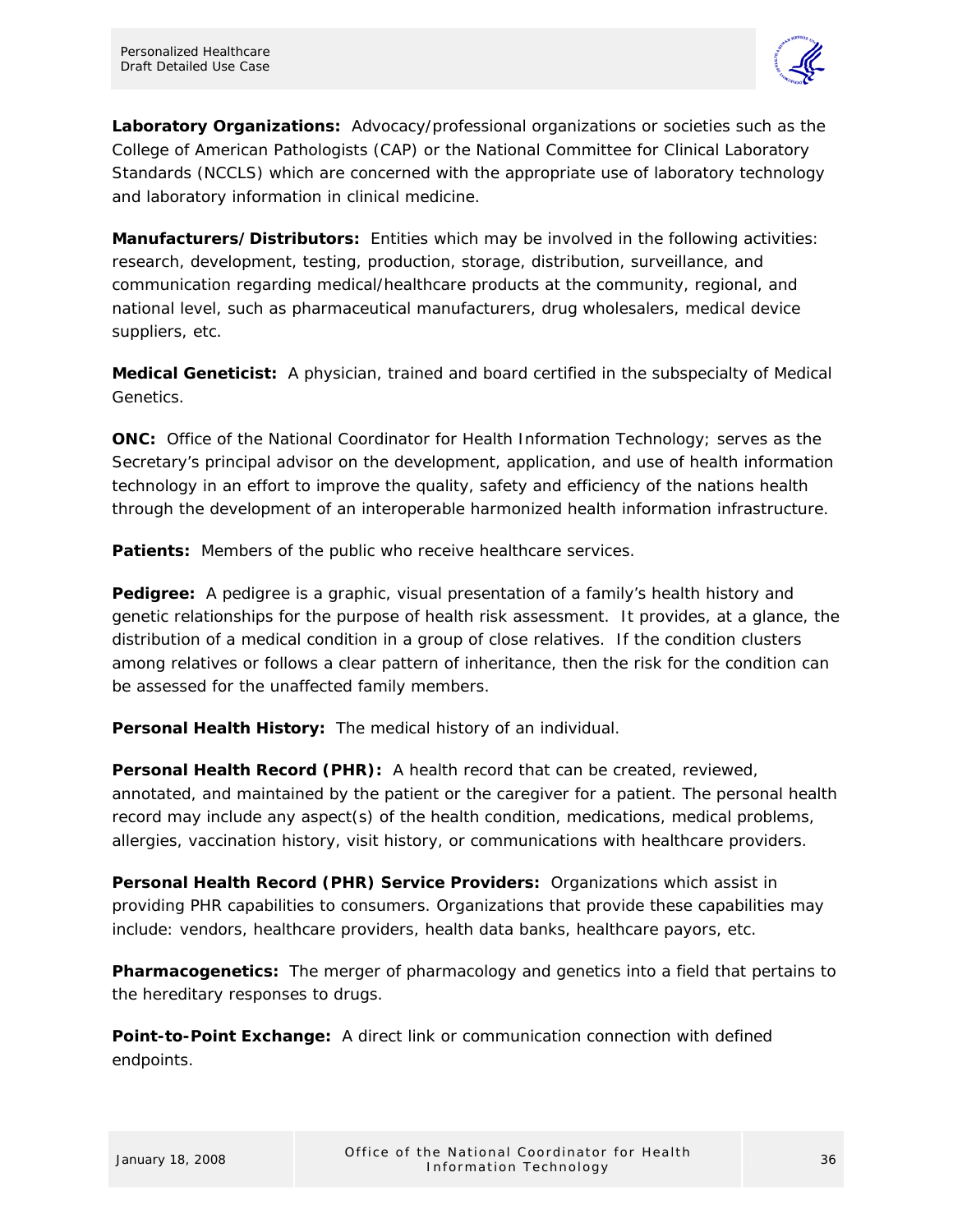**Laboratory Organizations:** Advocacy/professional organizations or societies such as the College of American Pathologists (CAP) or the National Committee for Clinical Laboratory Standards (NCCLS) which are concerned with the appropriate use of laboratory technology and laboratory information in clinical medicine.

**Manufacturers/Distributors:** Entities which may be involved in the following activities: research, development, testing, production, storage, distribution, surveillance, and communication regarding medical/healthcare products at the community, regional, and national level, such as pharmaceutical manufacturers, drug wholesalers, medical device suppliers, etc.

**Medical Geneticist:** A physician, trained and board certified in the subspecialty of Medical Genetics.

**ONC:** Office of the National Coordinator for Health Information Technology; serves as the Secretary's principal advisor on the development, application, and use of health information technology in an effort to improve the quality, safety and efficiency of the nations health through the development of an interoperable harmonized health information infrastructure.

**Patients:** Members of the public who receive healthcare services.

**Pedigree:** A pedigree is a graphic, visual presentation of a family's health history and genetic relationships for the purpose of health risk assessment. It provides, at a glance, the distribution of a medical condition in a group of close relatives. If the condition clusters among relatives or follows a clear pattern of inheritance, then the risk for the condition can be assessed for the unaffected family members.

**Personal Health History:** The medical history of an individual.

**Personal Health Record (PHR):** A health record that can be created, reviewed, annotated, and maintained by the patient or the caregiver for a patient. The personal health record may include any aspect(s) of the health condition, medications, medical problems, allergies, vaccination history, visit history, or communications with healthcare providers.

**Personal Health Record (PHR) Service Providers:** Organizations which assist in providing PHR capabilities to consumers. Organizations that provide these capabilities may include: vendors, healthcare providers, health data banks, healthcare payors, etc.

**Pharmacogenetics:** The merger of pharmacology and genetics into a field that pertains to the hereditary responses to drugs.

**Point-to-Point Exchange:** A direct link or communication connection with defined endpoints.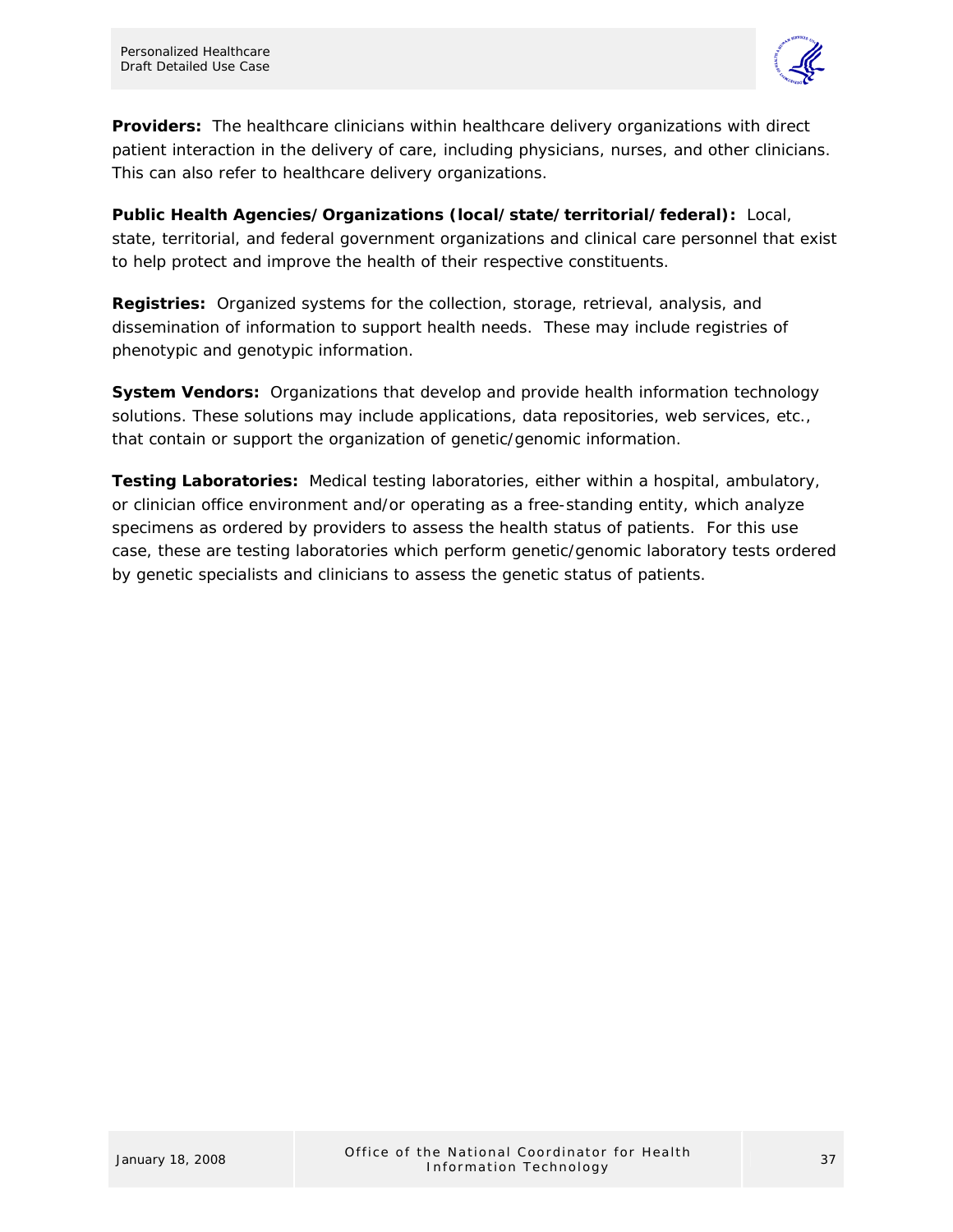**Providers:** The healthcare clinicians within healthcare delivery organizations with direct patient interaction in the delivery of care, including physicians, nurses, and other clinicians. This can also refer to healthcare delivery organizations.

**Public Health Agencies/Organizations (local/state/territorial/federal):** Local, state, territorial, and federal government organizations and clinical care personnel that exist to help protect and improve the health of their respective constituents.

**Registries:** Organized systems for the collection, storage, retrieval, analysis, and dissemination of information to support health needs. These may include registries of phenotypic and genotypic information.

**System Vendors:** Organizations that develop and provide health information technology solutions. These solutions may include applications, data repositories, web services, etc., that contain or support the organization of genetic/genomic information.

**Testing Laboratories:** Medical testing laboratories, either within a hospital, ambulatory, or clinician office environment and/or operating as a free-standing entity, which analyze specimens as ordered by providers to assess the health status of patients. For this use case, these are testing laboratories which perform genetic/genomic laboratory tests ordered by genetic specialists and clinicians to assess the genetic status of patients.